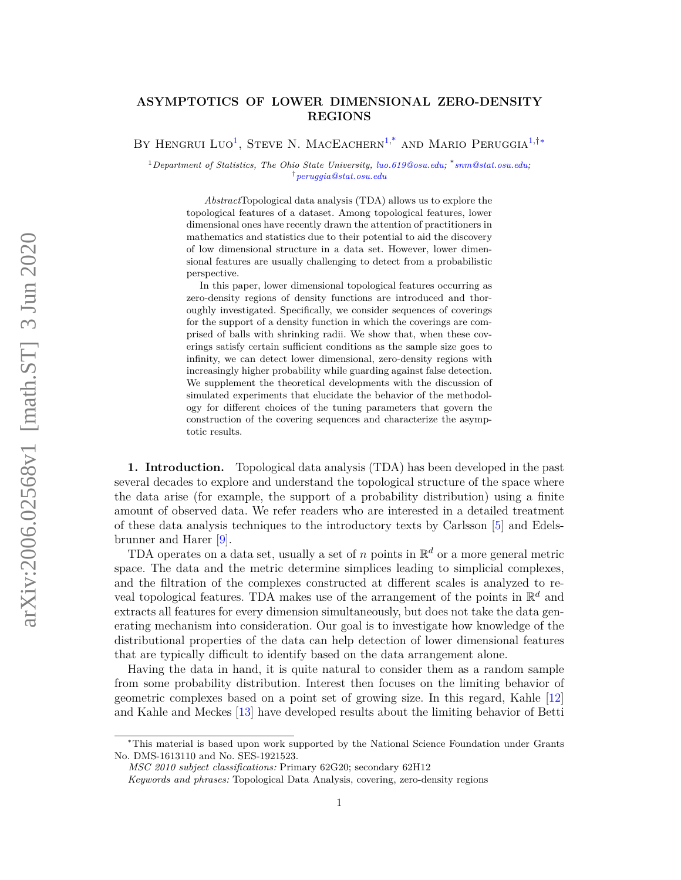# ASYMPTOTICS OF LOWER DIMENSIONAL ZERO-DENSITY REGIONS

By Hengrui Luo[1], Steve N. MacEachern[1,*] and Mario Peruggia[1,†*]

[1] *Department of Statistics, The Ohio State University, luo.619@osu.edu;* [*] *snm@stat.osu.edu;* [†] *peruggia@stat.osu.edu*

*Abstract* Topological data analysis (TDA) allows us to explore the topological features of a dataset. Among topological features, lower dimensional ones have recently drawn the attention of practitioners in mathematics and statistics due to their potential to aid the discovery of low dimensional structure in a data set. However, lower dimensional features are usually challenging to detect from a probabilistic perspective.

In this paper, lower dimensional topological features occurring as zero-density regions of density functions are introduced and thoroughly investigated. Specifically, we consider sequences of coverings for the support of a density function in which the coverings are comprised of balls with shrinking radii. We show that, when these coverings satisfy certain sufficient conditions as the sample size goes to infinity, we can detect lower dimensional, zero-density regions with increasingly higher probability while guarding against false detection. We supplement the theoretical developments with the discussion of simulated experiments that elucidate the behavior of the methodology for different choices of the tuning parameters that govern the construction of the covering sequences and characterize the asymptotic results.

**1. Introduction.** Topological data analysis (TDA) has been developed in the past several decades to explore and understand the topological structure of the space where the data arise (for example, the support of a probability distribution) using a finite amount of observed data. We refer readers who are interested in a detailed treatment of these data analysis techniques to the introductory texts by Carlsson [5] and Edelsbrunner and Harer [9].

TDA operates on a data set, usually a set of $n$ points in $\mathbb{R}^d$ or a more general metric space. The data and the metric determine simplices leading to simplicial complexes, and the filtration of the complexes constructed at different scales is analyzed to reveal topological features. TDA makes use of the arrangement of the points in $\mathbb{R}^d$ and extracts all features for every dimension simultaneously, but does not take the data generating mechanism into consideration. Our goal is to investigate how knowledge of the distributional properties of the data can help detection of lower dimensional features that are typically difficult to identify based on the data arrangement alone.

Having the data in hand, it is quite natural to consider them as a random sample from some probability distribution. Interest then focuses on the limiting behavior of geometric complexes based on a point set of growing size. In this regard, Kahle [12] and Kahle and Meckes [13] have developed results about the limiting behavior of Betti

---

*This material is based upon work supported by the National Science Foundation under Grants No. DMS-1613110 and No. SES-1921523.

*MSC 2010 subject classifications:* Primary 62G20; secondary 62H12

*Keywords and phrases:* Topological Data Analysis, covering, zero-density regions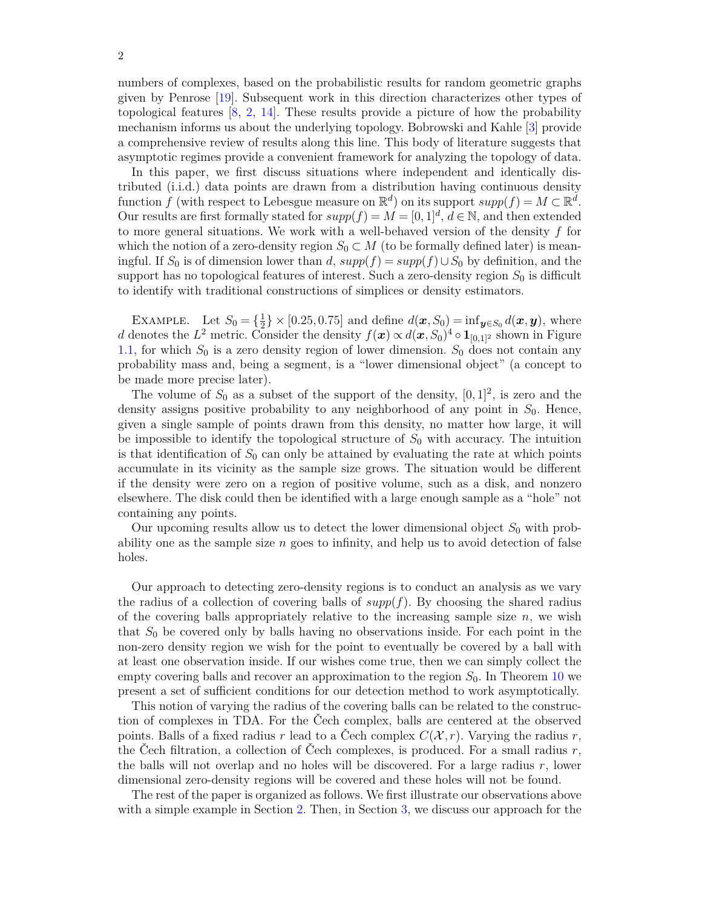numbers of complexes, based on the probabilistic results for random geometric graphs given by Penrose [19]. Subsequent work in this direction characterizes other types of topological features [8, 2, 14]. These results provide a picture of how the probability mechanism informs us about the underlying topology. Bobrowski and Kahle [3] provide a comprehensive review of results along this line. This body of literature suggests that asymptotic regimes provide a convenient framework for analyzing the topology of data.

In this paper, we first discuss situations where independent and identically distributed (i.i.d.) data points are drawn from a distribution having continuous density function $f$ (with respect to Lebesgue measure on $\mathbb{R}^d$) on its support $supp(f) = M \subset \mathbb{R}^d$. Our results are first formally stated for $supp(f) = M = [0,1]^d$, $d \in \mathbb{N}$, and then extended to more general situations. We work with a well-behaved version of the density $f$ for which the notion of a zero-density region $S_0 \subset M$ (to be formally defined later) is meaningful. If $S_0$ is of dimension lower than $d$, $supp(f) = supp(f) \cup S_0$ by definition, and the support has no topological features of interest. Such a zero-density region $S_0$ is difficult to identify with traditional constructions of simplices or density estimators.

Example. Let $S_0 = \{\frac{1}{2}\} \times [0.25, 0.75]$ and define $d(\boldsymbol{x}, S_0) = \inf_{\boldsymbol{y} \in S_0} d(\boldsymbol{x}, \boldsymbol{y})$, where $d$ denotes the $L^2$ metric. Consider the density $f(\boldsymbol{x}) \propto d(\boldsymbol{x}, S_0)^4 \circ \mathbf{1}_{[0,1]^2}$ shown in Figure 1.1, for which $S_0$ is a zero density region of lower dimension. $S_0$ does not contain any probability mass and, being a segment, is a "lower dimensional object" (a concept to be made more precise later).

The volume of $S_0$ as a subset of the support of the density, $[0,1]^2$, is zero and the density assigns positive probability to any neighborhood of any point in $S_0$. Hence, given a single sample of points drawn from this density, no matter how large, it will be impossible to identify the topological structure of $S_0$ with accuracy. The intuition is that identification of $S_0$ can only be attained by evaluating the rate at which points accumulate in its vicinity as the sample size grows. The situation would be different if the density were zero on a region of positive volume, such as a disk, and nonzero elsewhere. The disk could then be identified with a large enough sample as a "hole" not containing any points.

Our upcoming results allow us to detect the lower dimensional object $S_0$ with probability one as the sample size $n$ goes to infinity, and help us to avoid detection of false holes.

Our approach to detecting zero-density regions is to conduct an analysis as we vary the radius of a collection of covering balls of $supp(f)$. By choosing the shared radius of the covering balls appropriately relative to the increasing sample size $n$, we wish that $S_0$ be covered only by balls having no observations inside. For each point in the non-zero density region we wish for the point to eventually be covered by a ball with at least one observation inside. If our wishes come true, then we can simply collect the empty covering balls and recover an approximation to the region $S_0$. In Theorem 10 we present a set of sufficient conditions for our detection method to work asymptotically.

This notion of varying the radius of the covering balls can be related to the construction of complexes in TDA. For the Čech complex, balls are centered at the observed points. Balls of a fixed radius $r$ lead to a Čech complex $C(\mathcal{X}, r)$. Varying the radius $r$, the Čech filtration, a collection of Čech complexes, is produced. For a small radius $r$, the balls will not overlap and no holes will be discovered. For a large radius $r$, lower dimensional zero-density regions will be covered and these holes will not be found.

The rest of the paper is organized as follows. We first illustrate our observations above with a simple example in Section 2. Then, in Section 3, we discuss our approach for the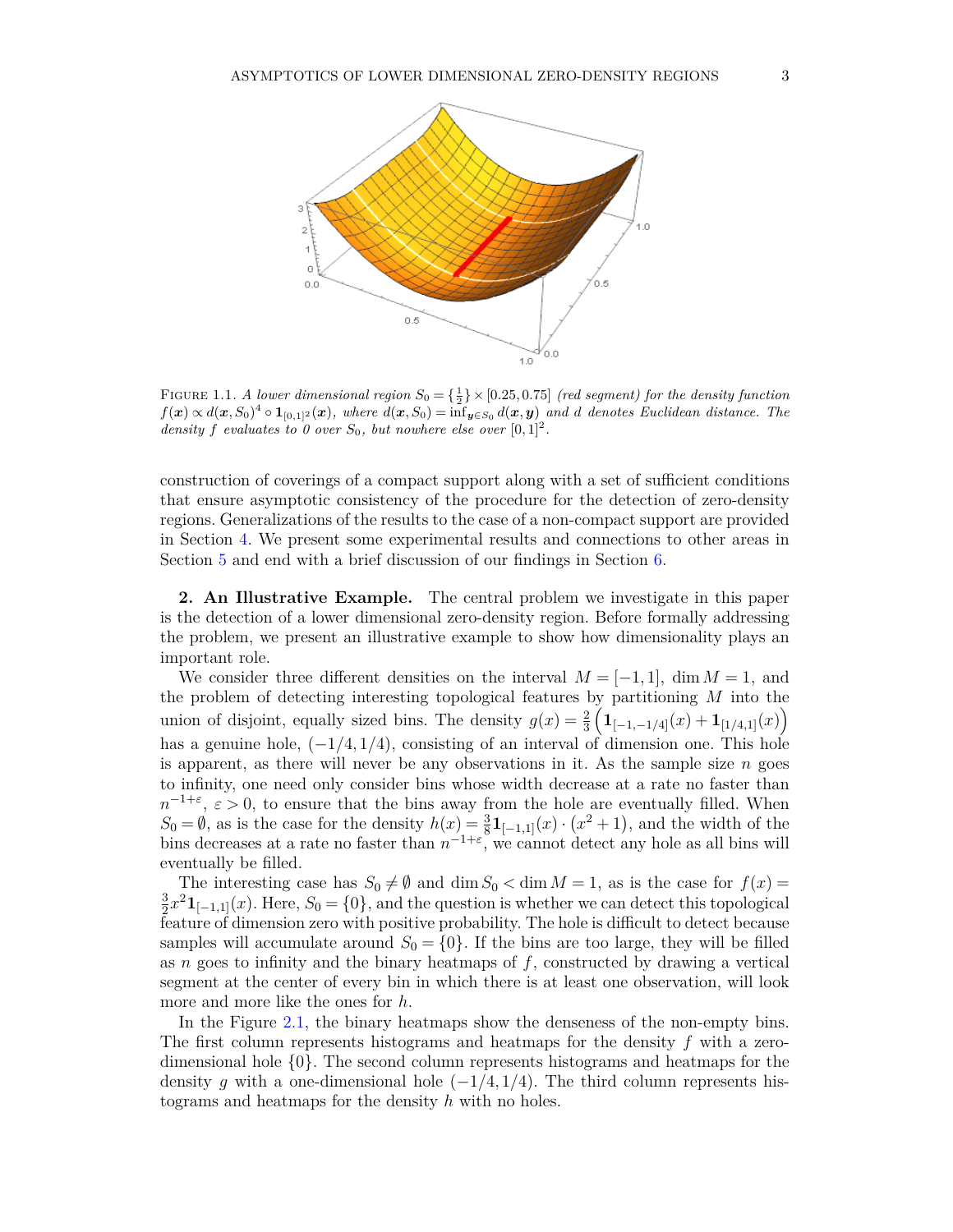FIGURE 1.1. *A lower dimensional region* $S_0 = \{\frac{1}{2}\} \times [0.25, 0.75]$ *(red segment) for the density function* $f(\boldsymbol{x}) \propto d(\boldsymbol{x}, S_0)^4 \circ \mathbf{1}_{[0,1]^2}(\boldsymbol{x})$*, where* $d(\boldsymbol{x}, S_0) = \inf_{\boldsymbol{y} \in S_0} d(\boldsymbol{x}, \boldsymbol{y})$ *and* $d$ *denotes Euclidean distance. The density* $f$ *evaluates to 0 over* $S_0$*, but nowhere else over* $[0,1]^2$.

construction of coverings of a compact support along with a set of sufficient conditions that ensure asymptotic consistency of the procedure for the detection of zero-density regions. Generalizations of the results to the case of a non-compact support are provided in Section 4. We present some experimental results and connections to other areas in Section 5 and end with a brief discussion of our findings in Section 6.

## 2. An Illustrative Example.

The central problem we investigate in this paper is the detection of a lower dimensional zero-density region. Before formally addressing the problem, we present an illustrative example to show how dimensionality plays an important role.

We consider three different densities on the interval $M = [-1, 1]$, $\dim M = 1$, and the problem of detecting interesting topological features by partitioning $M$ into the union of disjoint, equally sized bins. The density $g(x) = \frac{2}{3}\left(\mathbf{1}_{[-1,-1/4]}(x) + \mathbf{1}_{[1/4,1]}(x)\right)$ has a genuine hole, $(-1/4, 1/4)$, consisting of an interval of dimension one. This hole is apparent, as there will never be any observations in it. As the sample size $n$ goes to infinity, one need only consider bins whose width decrease at a rate no faster than $n^{-1+\varepsilon}$, $\varepsilon > 0$, to ensure that the bins away from the hole are eventually filled. When $S_0 = \emptyset$, as is the case for the density $h(x) = \frac{3}{8}\mathbf{1}_{[-1,1]}(x) \cdot (x^2 + 1)$, and the width of the bins decreases at a rate no faster than $n^{-1+\varepsilon}$, we cannot detect any hole as all bins will eventually be filled.

The interesting case has $S_0 \neq \emptyset$ and $\dim S_0 < \dim M = 1$, as is the case for $f(x) = \frac{3}{2}x^2\mathbf{1}_{[-1,1]}(x)$. Here, $S_0 = \{0\}$, and the question is whether we can detect this topological feature of dimension zero with positive probability. The hole is difficult to detect because samples will accumulate around $S_0 = \{0\}$. If the bins are too large, they will be filled as $n$ goes to infinity and the binary heatmaps of $f$, constructed by drawing a vertical segment at the center of every bin in which there is at least one observation, will look more and more like the ones for $h$.

In the Figure 2.1, the binary heatmaps show the denseness of the non-empty bins. The first column represents histograms and heatmaps for the density $f$ with a zero-dimensional hole $\{0\}$. The second column represents histograms and heatmaps for the density $g$ with a one-dimensional hole $(-1/4, 1/4)$. The third column represents histograms and heatmaps for the density $h$ with no holes.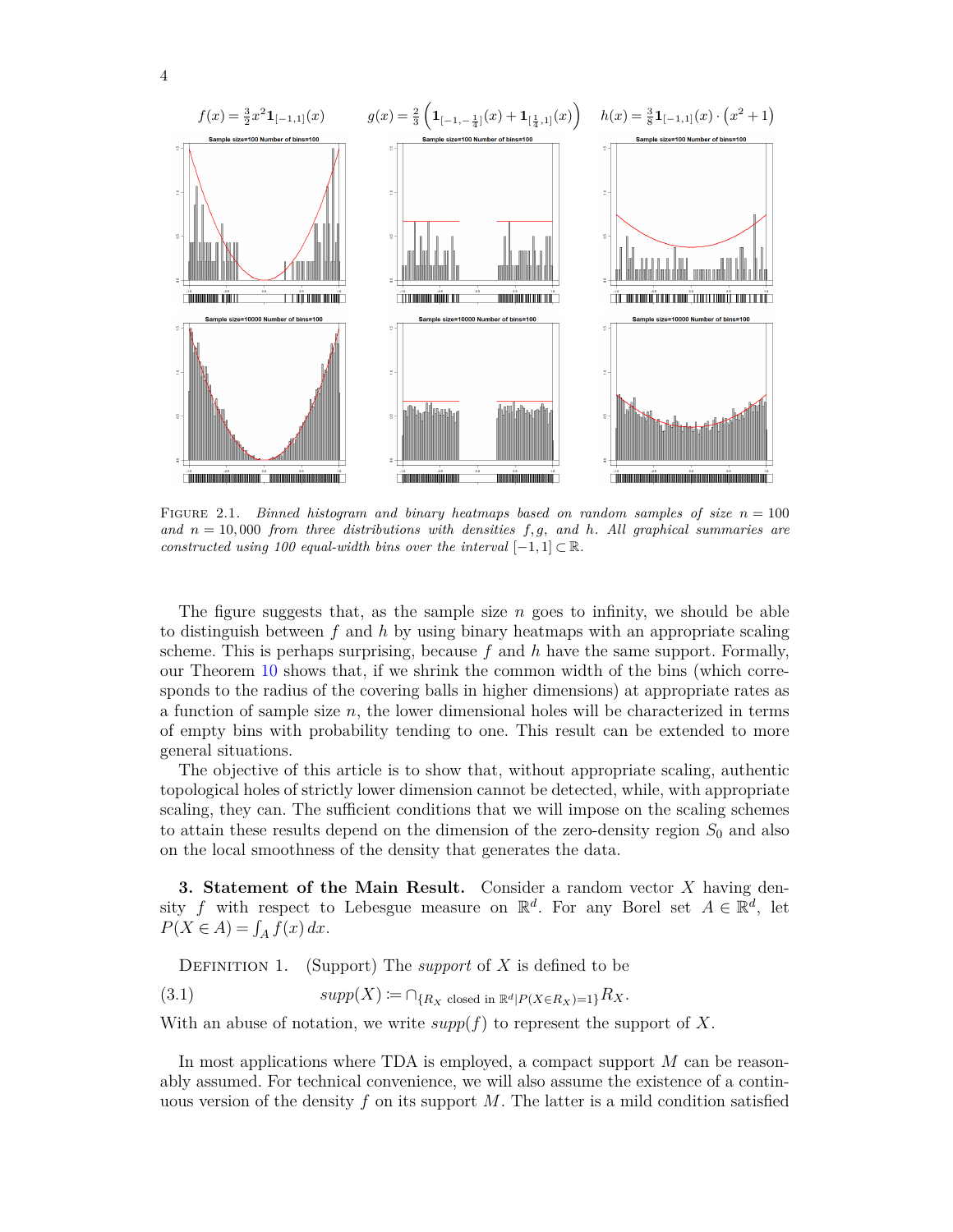$f(x) = \frac{3}{2}x^2\mathbf{1}_{[-1,1]}(x)$ $\quad g(x) = \frac{2}{3}\left(\mathbf{1}_{[-1,-\frac{1}{4}]}(x) + \mathbf{1}_{[\frac{1}{4},1]}(x)\right)$ $\quad h(x) = \frac{3}{8}\mathbf{1}_{[-1,1]}(x)\cdot\left(x^2+1\right)$

FIGURE 2.1. *Binned histogram and binary heatmaps based on random samples of size $n = 100$ and $n = 10{,}000$ from three distributions with densities $f, g$, and $h$. All graphical summaries are constructed using 100 equal-width bins over the interval $[-1,1] \subset \mathbb{R}$.*

The figure suggests that, as the sample size $n$ goes to infinity, we should be able to distinguish between $f$ and $h$ by using binary heatmaps with an appropriate scaling scheme. This is perhaps surprising, because $f$ and $h$ have the same support. Formally, our Theorem 10 shows that, if we shrink the common width of the bins (which corresponds to the radius of the covering balls in higher dimensions) at appropriate rates as a function of sample size $n$, the lower dimensional holes will be characterized in terms of empty bins with probability tending to one. This result can be extended to more general situations.

The objective of this article is to show that, without appropriate scaling, authentic topological holes of strictly lower dimension cannot be detected, while, with appropriate scaling, they can. The sufficient conditions that we will impose on the scaling schemes to attain these results depend on the dimension of the zero-density region $S_0$ and also on the local smoothness of the density that generates the data.

## 3. Statement of the Main Result.

Consider a random vector $X$ having density $f$ with respect to Lebesgue measure on $\mathbb{R}^d$. For any Borel set $A \in \mathbb{R}^d$, let $P(X \in A) = \int_A f(x)\,dx$.

DEFINITION 1. (Support) The *support* of $X$ is defined to be

$$supp(X) := \cap_{\{R_X \text{ closed in } \mathbb{R}^d | P(X \in R_X) = 1\}} R_X. \tag{3.1}$$

With an abuse of notation, we write $supp(f)$ to represent the support of $X$.

In most applications where TDA is employed, a compact support $M$ can be reasonably assumed. For technical convenience, we will also assume the existence of a continuous version of the density $f$ on its support $M$. The latter is a mild condition satisfied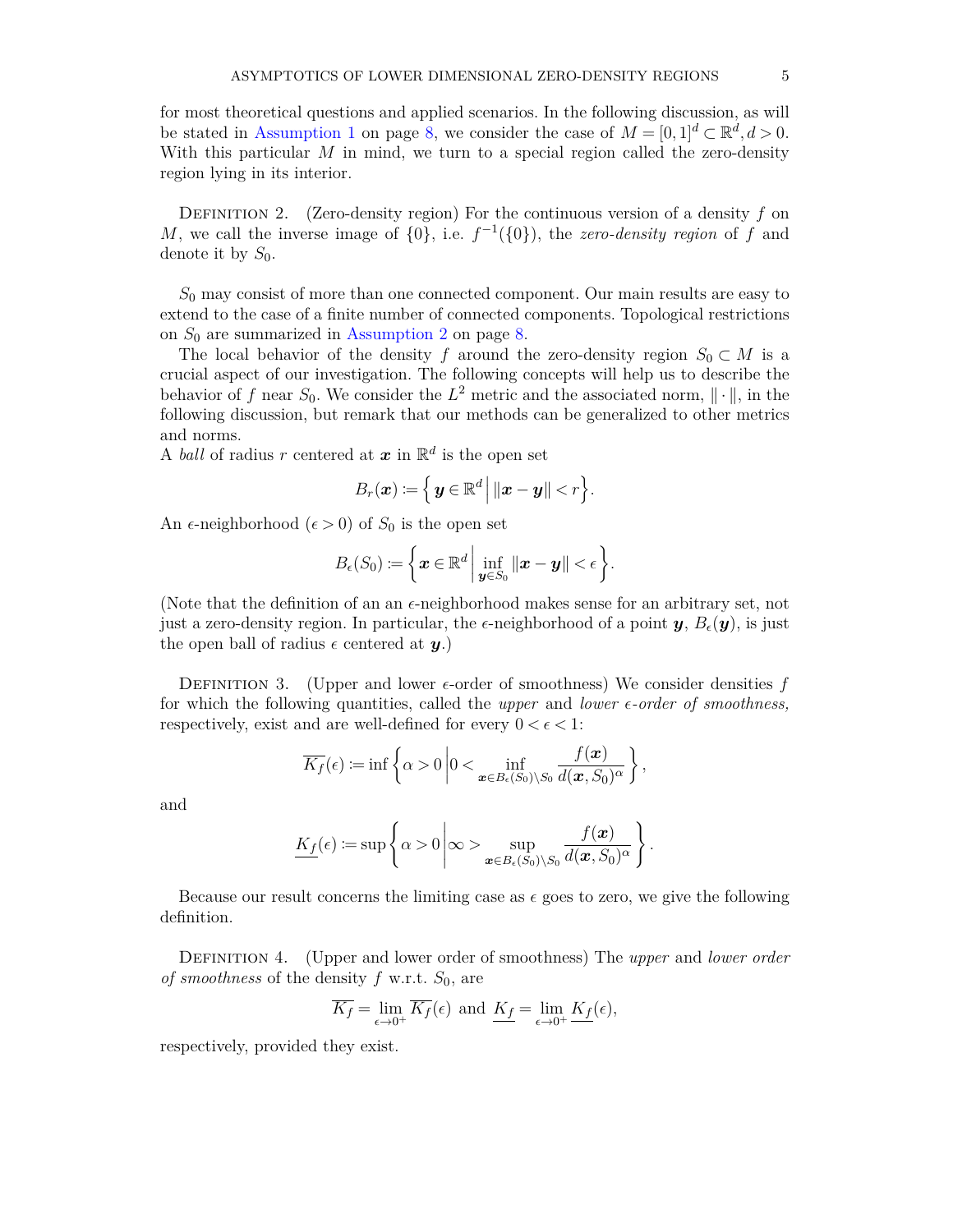for most theoretical questions and applied scenarios. In the following discussion, as will be stated in Assumption 1 on page 8, we consider the case of $M = [0,1]^d \subset \mathbb{R}^d, d > 0$. With this particular $M$ in mind, we turn to a special region called the zero-density region lying in its interior.

Definition 2. (Zero-density region) For the continuous version of a density $f$ on $M$, we call the inverse image of $\{0\}$, i.e. $f^{-1}(\{0\})$, the *zero-density region* of $f$ and denote it by $S_0$.

$S_0$ may consist of more than one connected component. Our main results are easy to extend to the case of a finite number of connected components. Topological restrictions on $S_0$ are summarized in Assumption 2 on page 8.

The local behavior of the density $f$ around the zero-density region $S_0 \subset M$ is a crucial aspect of our investigation. The following concepts will help us to describe the behavior of $f$ near $S_0$. We consider the $L^2$ metric and the associated norm, $\|\cdot\|$, in the following discussion, but remark that our methods can be generalized to other metrics and norms.

A *ball* of radius $r$ centered at $\boldsymbol{x}$ in $\mathbb{R}^d$ is the open set

$$B_r(\boldsymbol{x}) := \left\{ \boldsymbol{y} \in \mathbb{R}^d \,\middle|\, \|\boldsymbol{x} - \boldsymbol{y}\| < r \right\}.$$

An $\epsilon$-neighborhood ($\epsilon > 0$) of $S_0$ is the open set

$$B_\epsilon(S_0) := \left\{ \boldsymbol{x} \in \mathbb{R}^d \,\middle|\, \inf_{\boldsymbol{y} \in S_0} \|\boldsymbol{x} - \boldsymbol{y}\| < \epsilon \right\}.$$

(Note that the definition of an an $\epsilon$-neighborhood makes sense for an arbitrary set, not just a zero-density region. In particular, the $\epsilon$-neighborhood of a point $\boldsymbol{y}$, $B_\epsilon(\boldsymbol{y})$, is just the open ball of radius $\epsilon$ centered at $\boldsymbol{y}$.)

Definition 3. (Upper and lower $\epsilon$-order of smoothness) We consider densities $f$ for which the following quantities, called the *upper* and *lower $\epsilon$-order of smoothness,* respectively, exist and are well-defined for every $0 < \epsilon < 1$:

$$\overline{K_f}(\epsilon) := \inf \left\{ \alpha > 0 \,\middle|\, 0 < \inf_{\boldsymbol{x} \in B_\epsilon(S_0) \setminus S_0} \frac{f(\boldsymbol{x})}{d(\boldsymbol{x}, S_0)^\alpha} \right\},$$

and

$$\underline{K_f}(\epsilon) := \sup \left\{ \alpha > 0 \,\middle|\, \infty > \sup_{\boldsymbol{x} \in B_\epsilon(S_0) \setminus S_0} \frac{f(\boldsymbol{x})}{d(\boldsymbol{x}, S_0)^\alpha} \right\}.$$

Because our result concerns the limiting case as $\epsilon$ goes to zero, we give the following definition.

Definition 4. (Upper and lower order of smoothness) The *upper* and *lower order of smoothness* of the density $f$ w.r.t. $S_0$, are

$$\overline{K_f} = \lim_{\epsilon \to 0^+} \overline{K_f}(\epsilon) \text{ and } \underline{K_f} = \lim_{\epsilon \to 0^+} \underline{K_f}(\epsilon),$$

respectively, provided they exist.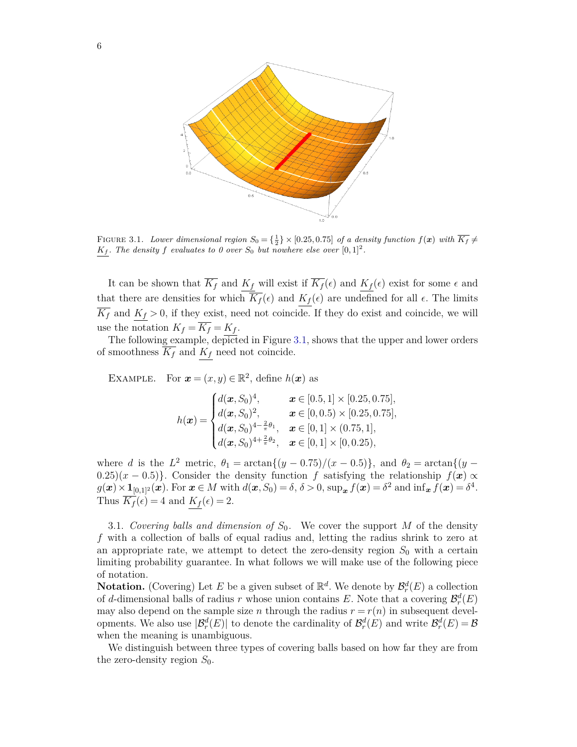FIGURE 3.1. *Lower dimensional region $S_0 = \{\frac{1}{2}\} \times [0.25, 0.75]$ of a density function $f(\boldsymbol{x})$ with $\overline{K_f} \neq \underline{K_f}$. The density $f$ evaluates to 0 over $S_0$ but nowhere else over $[0,1]^2$.*

It can be shown that $\overline{K_f}$ and $\underline{K_f}$ will exist if $\overline{K_f}(\epsilon)$ and $\underline{K_f}(\epsilon)$ exist for some $\epsilon$ and that there are densities for which $\overline{K_f}(\epsilon)$ and $\underline{K_f}(\epsilon)$ are undefined for all $\epsilon$. The limits $\overline{K_f}$ and $\underline{K_f} > 0$, if they exist, need not coincide. If they do exist and coincide, we will use the notation $K_f = \overline{K_f} = \underline{K_f}$.

The following example, depicted in Figure 3.1, shows that the upper and lower orders of smoothness $\overline{K_f}$ and $\underline{K_f}$ need not coincide.

EXAMPLE. For $\boldsymbol{x} = (x, y) \in \mathbb{R}^2$, define $h(\boldsymbol{x})$ as

$$
h(\boldsymbol{x}) = \begin{cases} d(\boldsymbol{x}, S_0)^4, & \boldsymbol{x} \in [0.5, 1] \times [0.25, 0.75], \\ d(\boldsymbol{x}, S_0)^2, & \boldsymbol{x} \in [0, 0.5) \times [0.25, 0.75], \\ d(\boldsymbol{x}, S_0)^{4 - \frac{2}{\pi}\theta_1}, & \boldsymbol{x} \in [0, 1] \times (0.75, 1], \\ d(\boldsymbol{x}, S_0)^{4 + \frac{2}{\pi}\theta_2}, & \boldsymbol{x} \in [0, 1] \times [0, 0.25), \end{cases}
$$

where $d$ is the $L^2$ metric, $\theta_1 = \arctan\{(y - 0.75)/(x - 0.5)\}$, and $\theta_2 = \arctan\{(y - 0.25)(x - 0.5)\}$. Consider the density function $f$ satisfying the relationship $f(\boldsymbol{x}) \propto g(\boldsymbol{x}) \times \mathbf{1}_{[0,1]^2}(\boldsymbol{x})$. For $\boldsymbol{x} \in M$ with $d(\boldsymbol{x}, S_0) = \delta$, $\delta > 0$, $\sup_{\boldsymbol{x}} f(\boldsymbol{x}) = \delta^2$ and $\inf_{\boldsymbol{x}} f(\boldsymbol{x}) = \delta^4$. Thus $\overline{K_f}(\epsilon) = 4$ and $\underline{K_f}(\epsilon) = 2$.

3.1. *Covering balls and dimension of $S_0$.* We cover the support $M$ of the density $f$ with a collection of balls of equal radius and, letting the radius shrink to zero at an appropriate rate, we attempt to detect the zero-density region $S_0$ with a certain limiting probability guarantee. In what follows we will make use of the following piece of notation.

**Notation.** (Covering) Let $E$ be a given subset of $\mathbb{R}^d$. We denote by $\mathcal{B}_r^d(E)$ a collection of $d$-dimensional balls of radius $r$ whose union contains $E$. Note that a covering $\mathcal{B}_r^d(E)$ may also depend on the sample size $n$ through the radius $r = r(n)$ in subsequent developments. We also use $|\mathcal{B}_r^d(E)|$ to denote the cardinality of $\mathcal{B}_r^d(E)$ and write $\mathcal{B}_r^d(E) = \mathcal{B}$ when the meaning is unambiguous.

We distinguish between three types of covering balls based on how far they are from the zero-density region $S_0$.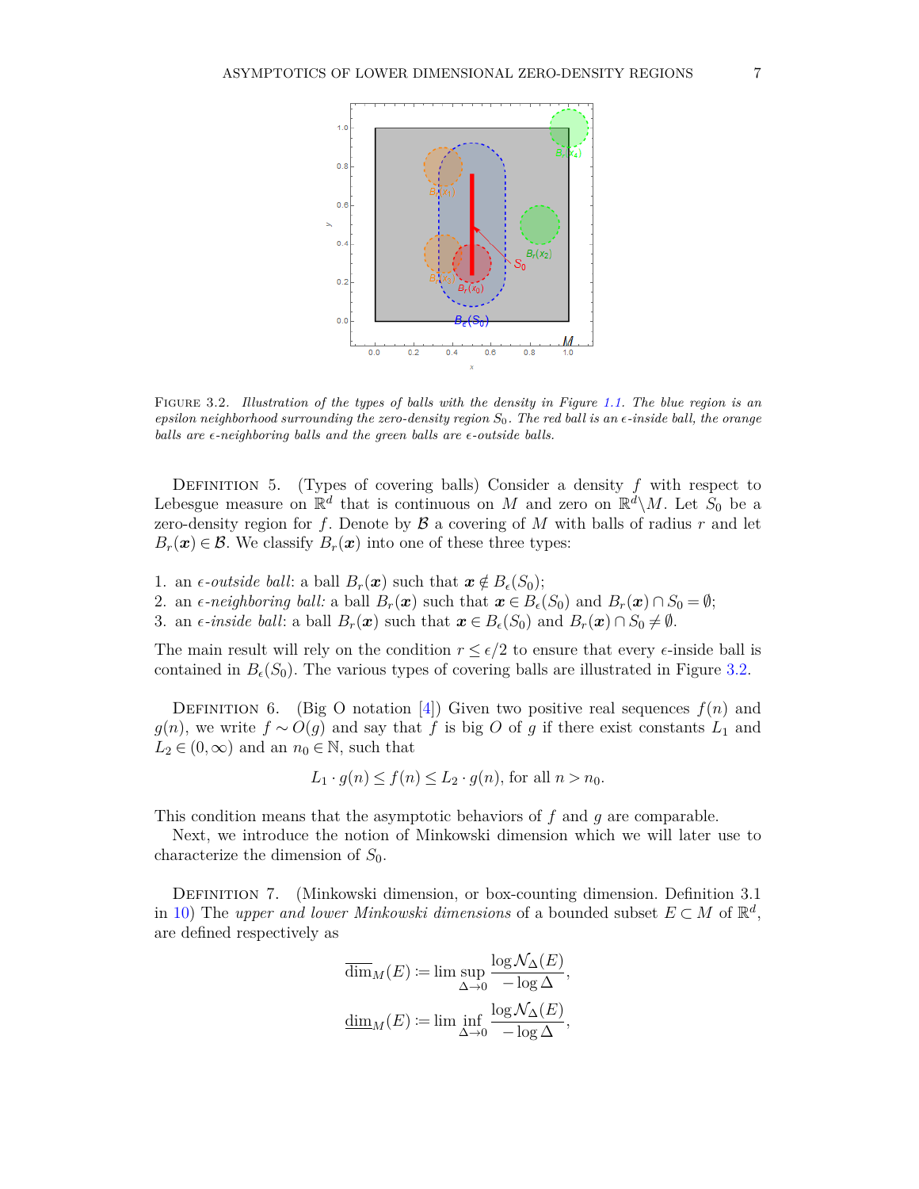FIGURE 3.2. *Illustration of the types of balls with the density in Figure 1.1. The blue region is an epsilon neighborhood surrounding the zero-density region $S_0$. The red ball is an $\epsilon$-inside ball, the orange balls are $\epsilon$-neighboring balls and the green balls are $\epsilon$-outside balls.*

DEFINITION 5. (Types of covering balls) Consider a density $f$ with respect to Lebesgue measure on $\mathbb{R}^d$ that is continuous on $M$ and zero on $\mathbb{R}^d \backslash M$. Let $S_0$ be a zero-density region for $f$. Denote by $\mathcal{B}$ a covering of $M$ with balls of radius $r$ and let $B_r(\boldsymbol{x}) \in \mathcal{B}$. We classify $B_r(\boldsymbol{x})$ into one of these three types:

1. an *$\epsilon$-outside ball*: a ball $B_r(\boldsymbol{x})$ such that $\boldsymbol{x} \notin B_\epsilon(S_0)$;
2. an *$\epsilon$-neighboring ball:* a ball $B_r(\boldsymbol{x})$ such that $\boldsymbol{x} \in B_\epsilon(S_0)$ and $B_r(\boldsymbol{x}) \cap S_0 = \emptyset$;
3. an *$\epsilon$-inside ball*: a ball $B_r(\boldsymbol{x})$ such that $\boldsymbol{x} \in B_\epsilon(S_0)$ and $B_r(\boldsymbol{x}) \cap S_0 \neq \emptyset$.

The main result will rely on the condition $r \leq \epsilon/2$ to ensure that every $\epsilon$-inside ball is contained in $B_\epsilon(S_0)$. The various types of covering balls are illustrated in Figure 3.2.

DEFINITION 6. (Big O notation [4]) Given two positive real sequences $f(n)$ and $g(n)$, we write $f \sim O(g)$ and say that $f$ is big $O$ of $g$ if there exist constants $L_1$ and $L_2 \in (0, \infty)$ and an $n_0 \in \mathbb{N}$, such that

$$L_1 \cdot g(n) \leq f(n) \leq L_2 \cdot g(n), \text{ for all } n > n_0.$$

This condition means that the asymptotic behaviors of $f$ and $g$ are comparable.

Next, we introduce the notion of Minkowski dimension which we will later use to characterize the dimension of $S_0$.

DEFINITION 7. (Minkowski dimension, or box-counting dimension. Definition 3.1 in 10) The *upper and lower Minkowski dimensions* of a bounded subset $E \subset M$ of $\mathbb{R}^d$, are defined respectively as

$$\overline{\dim}_M(E) := \lim \sup_{\Delta \to 0} \frac{\log \mathcal{N}_\Delta(E)}{-\log \Delta},$$

$$\underline{\dim}_M(E) := \lim \inf_{\Delta \to 0} \frac{\log \mathcal{N}_\Delta(E)}{-\log \Delta},$$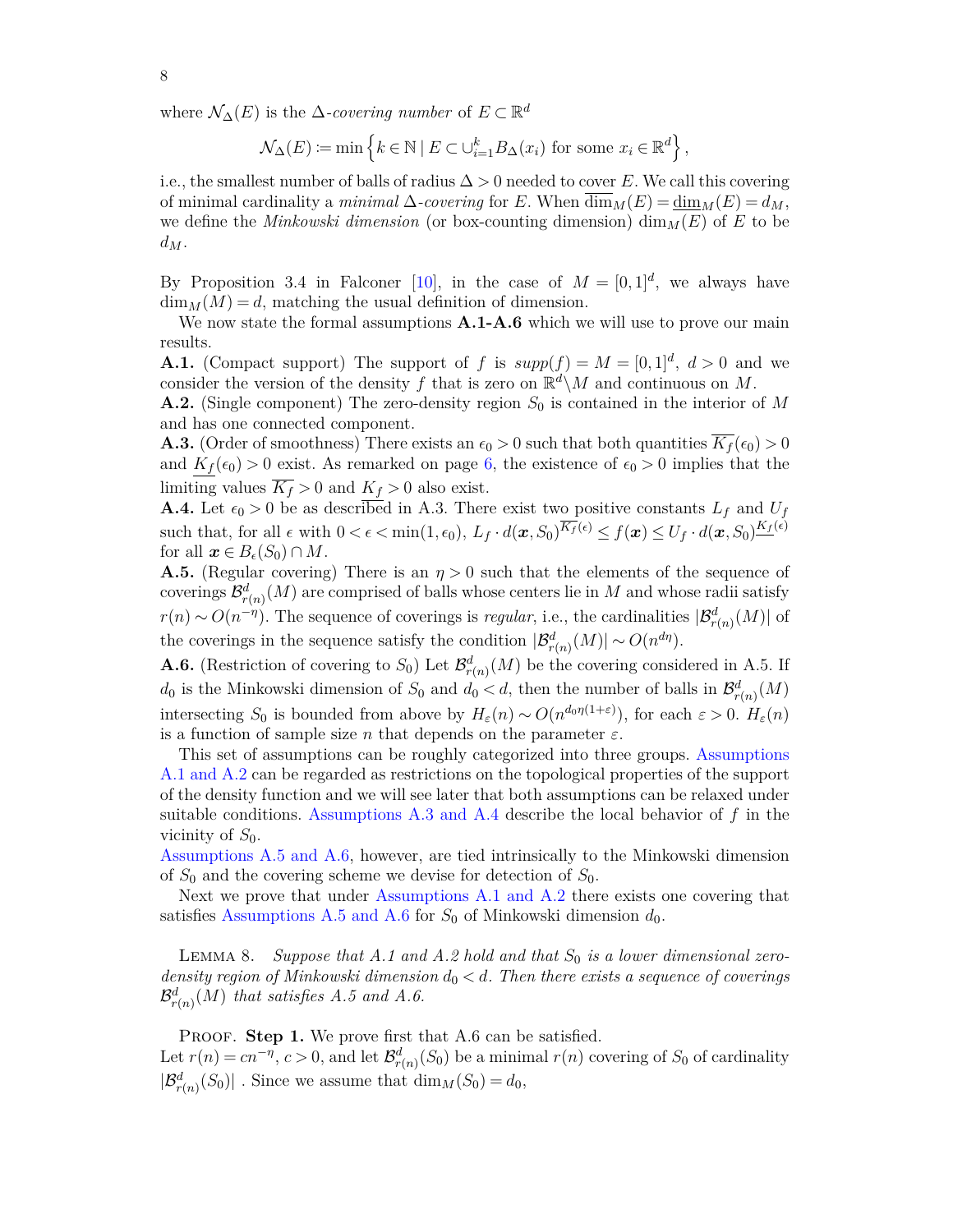where $\mathcal{N}_\Delta(E)$ is the $\Delta$-*covering number* of $E \subset \mathbb{R}^d$

$$\mathcal{N}_\Delta(E) := \min\left\{ k \in \mathbb{N} \mid E \subset \cup_{i=1}^k B_\Delta(x_i) \text{ for some } x_i \in \mathbb{R}^d \right\},$$

i.e., the smallest number of balls of radius $\Delta > 0$ needed to cover $E$. We call this covering of minimal cardinality a *minimal* $\Delta$-*covering* for $E$. When $\overline{\dim}_M(E) = \underline{\dim}_M(E) = d_M$, we define the *Minkowski dimension* (or box-counting dimension) $\dim_M(E)$ of $E$ to be $d_M$.

By Proposition 3.4 in Falconer [10], in the case of $M = [0,1]^d$, we always have $\dim_M(M) = d$, matching the usual definition of dimension.

We now state the formal assumptions **A.1-A.6** which we will use to prove our main results.

**A.1.** (Compact support) The support of $f$ is $supp(f) = M = [0,1]^d$, $d > 0$ and we consider the version of the density $f$ that is zero on $\mathbb{R}^d \backslash M$ and continuous on $M$.

**A.2.** (Single component) The zero-density region $S_0$ is contained in the interior of $M$ and has one connected component.

**A.3.** (Order of smoothness) There exists an $\epsilon_0 > 0$ such that both quantities $\overline{K_f}(\epsilon_0) > 0$ and $\underline{K_f}(\epsilon_0) > 0$ exist. As remarked on page 6, the existence of $\epsilon_0 > 0$ implies that the limiting values $\overline{K_f} > 0$ and $\underline{K_f} > 0$ also exist.

**A.4.** Let $\epsilon_0 > 0$ be as described in A.3. There exist two positive constants $L_f$ and $U_f$ such that, for all $\epsilon$ with $0 < \epsilon < \min(1, \epsilon_0)$, $L_f \cdot d(\boldsymbol{x}, S_0)^{\overline{K_f}(\epsilon)} \leq f(\boldsymbol{x}) \leq U_f \cdot d(\boldsymbol{x}, S_0)^{\underline{K_f}(\epsilon)}$ for all $\boldsymbol{x} \in B_\epsilon(S_0) \cap M$.

**A.5.** (Regular covering) There is an $\eta > 0$ such that the elements of the sequence of coverings $\mathcal{B}^d_{r(n)}(M)$ are comprised of balls whose centers lie in $M$ and whose radii satisfy $r(n) \sim O(n^{-\eta})$. The sequence of coverings is *regular*, i.e., the cardinalities $|\mathcal{B}^d_{r(n)}(M)|$ of the coverings in the sequence satisfy the condition $|\mathcal{B}^d_{r(n)}(M)| \sim O(n^{d\eta})$.

**A.6.** (Restriction of covering to $S_0$) Let $\mathcal{B}^d_{r(n)}(M)$ be the covering considered in A.5. If $d_0$ is the Minkowski dimension of $S_0$ and $d_0 < d$, then the number of balls in $\mathcal{B}^d_{r(n)}(M)$ intersecting $S_0$ is bounded from above by $H_\varepsilon(n) \sim O(n^{d_0\eta(1+\varepsilon)})$, for each $\varepsilon > 0$. $H_\varepsilon(n)$ is a function of sample size $n$ that depends on the parameter $\varepsilon$.

This set of assumptions can be roughly categorized into three groups. Assumptions A.1 and A.2 can be regarded as restrictions on the topological properties of the support of the density function and we will see later that both assumptions can be relaxed under suitable conditions. Assumptions A.3 and A.4 describe the local behavior of $f$ in the vicinity of $S_0$.

Assumptions A.5 and A.6, however, are tied intrinsically to the Minkowski dimension of $S_0$ and the covering scheme we devise for detection of $S_0$.

Next we prove that under Assumptions A.1 and A.2 there exists one covering that satisfies Assumptions A.5 and A.6 for $S_0$ of Minkowski dimension $d_0$.

Lemma 8. *Suppose that A.1 and A.2 hold and that $S_0$ is a lower dimensional zero-density region of Minkowski dimension $d_0 < d$. Then there exists a sequence of coverings $\mathcal{B}^d_{r(n)}(M)$ that satisfies A.5 and A.6.*

Proof. **Step 1.** We prove first that A.6 can be satisfied.
Let $r(n) = cn^{-\eta}$, $c > 0$, and let $\mathcal{B}^d_{r(n)}(S_0)$ be a minimal $r(n)$ covering of $S_0$ of cardinality $|\mathcal{B}^d_{r(n)}(S_0)|$ . Since we assume that $\dim_M(S_0) = d_0$,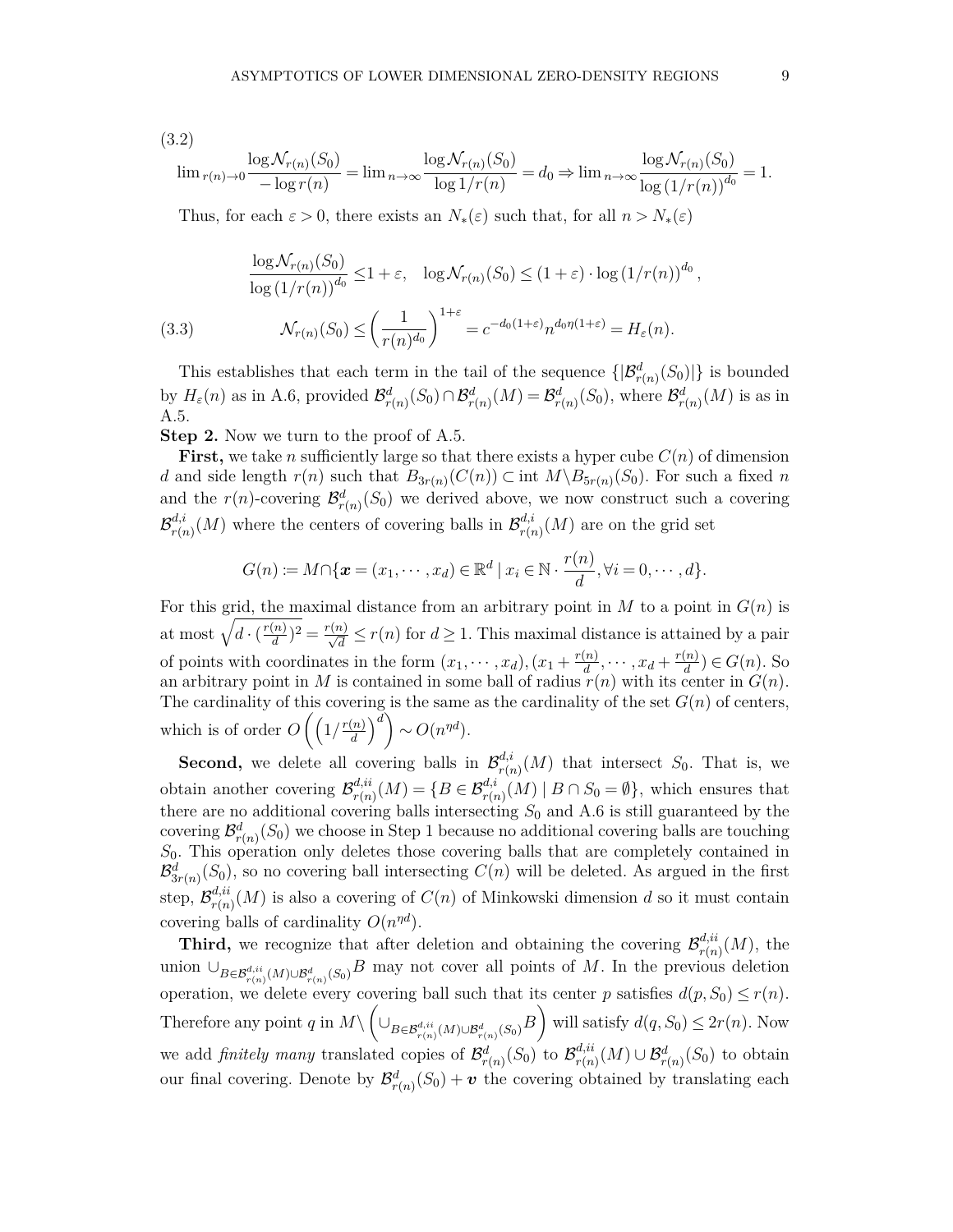(3.2)

$$\lim_{r(n)\to 0}\frac{\log \mathcal{N}_{r(n)}(S_0)}{-\log r(n)} = \lim_{n\to\infty}\frac{\log \mathcal{N}_{r(n)}(S_0)}{\log 1/r(n)} = d_0 \Rightarrow \lim_{n\to\infty}\frac{\log \mathcal{N}_{r(n)}(S_0)}{\log\left(1/r(n)\right)^{d_0}} = 1.$$

Thus, for each $\varepsilon > 0$, there exists an $N_*(\varepsilon)$ such that, for all $n > N_*(\varepsilon)$

$$\frac{\log \mathcal{N}_{r(n)}(S_0)}{\log\left(1/r(n)\right)^{d_0}} \leq 1+\varepsilon, \quad \log \mathcal{N}_{r(n)}(S_0) \leq (1+\varepsilon)\cdot \log\left(1/r(n)\right)^{d_0},$$

$$\mathcal{N}_{r(n)}(S_0) \leq \left(\frac{1}{r(n)^{d_0}}\right)^{1+\varepsilon} = c^{-d_0(1+\varepsilon)} n^{d_0\eta(1+\varepsilon)} = H_\varepsilon(n). \tag{3.3}$$

This establishes that each term in the tail of the sequence $\{|\mathcal{B}^d_{r(n)}(S_0)|\}$ is bounded by $H_\varepsilon(n)$ as in A.6, provided $\mathcal{B}^d_{r(n)}(S_0) \cap \mathcal{B}^d_{r(n)}(M) = \mathcal{B}^d_{r(n)}(S_0)$, where $\mathcal{B}^d_{r(n)}(M)$ is as in A.5.

**Step 2.** Now we turn to the proof of A.5.

**First,** we take $n$ sufficiently large so that there exists a hyper cube $C(n)$ of dimension $d$ and side length $r(n)$ such that $B_{3r(n)}(C(n)) \subset \operatorname{int} M \backslash B_{5r(n)}(S_0)$. For such a fixed $n$ and the $r(n)$-covering $\mathcal{B}^d_{r(n)}(S_0)$ we derived above, we now construct such a covering $\mathcal{B}^{d,i}_{r(n)}(M)$ where the centers of covering balls in $\mathcal{B}^{d,i}_{r(n)}(M)$ are on the grid set

$$G(n) := M \cap \{\boldsymbol{x} = (x_1, \cdots, x_d) \in \mathbb{R}^d \mid x_i \in \mathbb{N}\cdot\frac{r(n)}{d}, \forall i = 0, \cdots, d\}.$$

For this grid, the maximal distance from an arbitrary point in $M$ to a point in $G(n)$ is at most $\sqrt{d\cdot(\frac{r(n)}{d})^2} = \frac{r(n)}{\sqrt{d}} \leq r(n)$ for $d \geq 1$. This maximal distance is attained by a pair of points with coordinates in the form $(x_1, \cdots, x_d), (x_1 + \frac{r(n)}{d}, \cdots, x_d + \frac{r(n)}{d}) \in G(n)$. So an arbitrary point in $M$ is contained in some ball of radius $r(n)$ with its center in $G(n)$. The cardinality of this covering is the same as the cardinality of the set $G(n)$ of centers, which is of order $O\left(\left(1/\frac{r(n)}{d}\right)^d\right) \sim O(n^{\eta d})$.

**Second,** we delete all covering balls in $\mathcal{B}^{d,i}_{r(n)}(M)$ that intersect $S_0$. That is, we obtain another covering $\mathcal{B}^{d,ii}_{r(n)}(M) = \{B \in \mathcal{B}^{d,i}_{r(n)}(M) \mid B \cap S_0 = \emptyset\}$, which ensures that there are no additional covering balls intersecting $S_0$ and A.6 is still guaranteed by the covering $\mathcal{B}^d_{r(n)}(S_0)$ we choose in Step 1 because no additional covering balls are touching $S_0$. This operation only deletes those covering balls that are completely contained in $\mathcal{B}^d_{3r(n)}(S_0)$, so no covering ball intersecting $C(n)$ will be deleted. As argued in the first step, $\mathcal{B}^{d,ii}_{r(n)}(M)$ is also a covering of $C(n)$ of Minkowski dimension $d$ so it must contain covering balls of cardinality $O(n^{\eta d})$.

**Third,** we recognize that after deletion and obtaining the covering $\mathcal{B}^{d,ii}_{r(n)}(M)$, the union $\cup_{B\in\mathcal{B}^{d,ii}_{r(n)}(M)\cup\mathcal{B}^d_{r(n)}(S_0)} B$ may not cover all points of $M$. In the previous deletion operation, we delete every covering ball such that its center $p$ satisfies $d(p, S_0) \leq r(n)$. Therefore any point $q$ in $M \backslash \left(\cup_{B\in\mathcal{B}^{d,ii}_{r(n)}(M)\cup\mathcal{B}^d_{r(n)}(S_0)} B\right)$ will satisfy $d(q, S_0) \leq 2r(n)$. Now we add *finitely many* translated copies of $\mathcal{B}^d_{r(n)}(S_0)$ to $\mathcal{B}^{d,ii}_{r(n)}(M) \cup \mathcal{B}^d_{r(n)}(S_0)$ to obtain our final covering. Denote by $\mathcal{B}^d_{r(n)}(S_0) + \boldsymbol{v}$ the covering obtained by translating each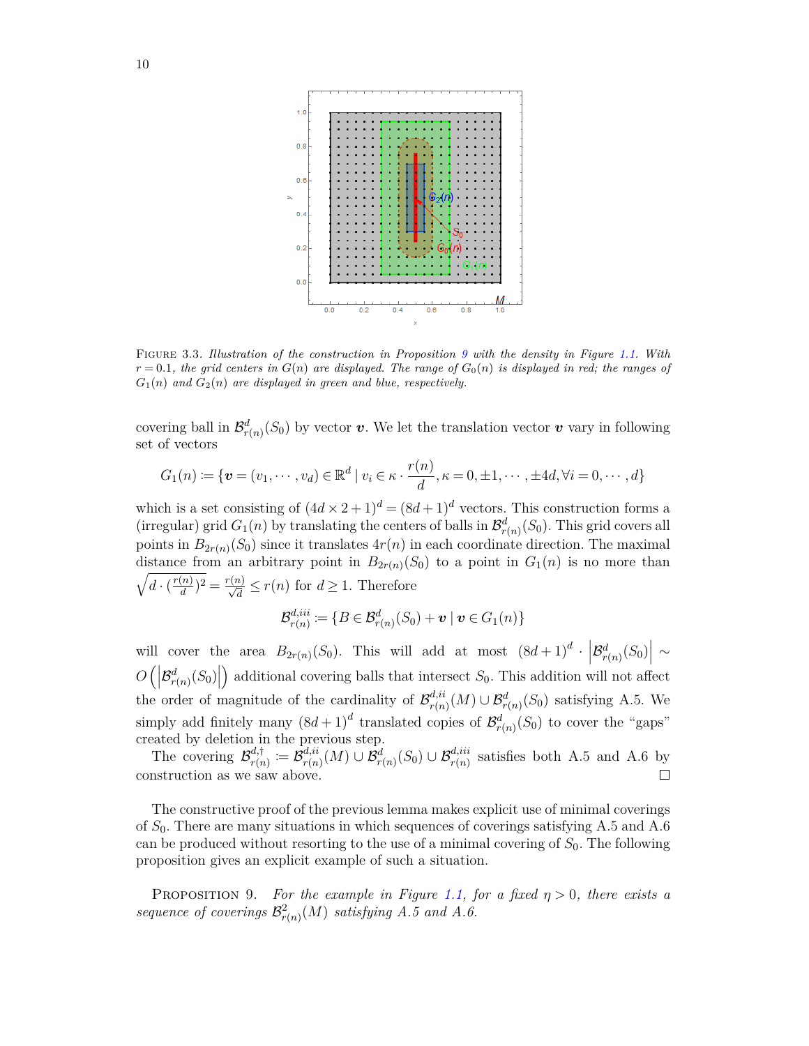FIGURE 3.3. *Illustration of the construction in Proposition 9 with the density in Figure 1.1. With $r = 0.1$, the grid centers in $G(n)$ are displayed. The range of $G_0(n)$ is displayed in red; the ranges of $G_1(n)$ and $G_2(n)$ are displayed in green and blue, respectively.*

covering ball in $\mathcal{B}^d_{r(n)}(S_0)$ by vector $\boldsymbol{v}$. We let the translation vector $\boldsymbol{v}$ vary in following set of vectors

$$G_1(n) := \{\boldsymbol{v} = (v_1, \cdots, v_d) \in \mathbb{R}^d \mid v_i \in \kappa \cdot \frac{r(n)}{d}, \kappa = 0, \pm 1, \cdots, \pm 4d, \forall i = 0, \cdots, d\}$$

which is a set consisting of $(4d \times 2 + 1)^d = (8d+1)^d$ vectors. This construction forms a (irregular) grid $G_1(n)$ by translating the centers of balls in $\mathcal{B}^d_{r(n)}(S_0)$. This grid covers all points in $B_{2r(n)}(S_0)$ since it translates $4r(n)$ in each coordinate direction. The maximal distance from an arbitrary point in $B_{2r(n)}(S_0)$ to a point in $G_1(n)$ is no more than $\sqrt{d \cdot (\frac{r(n)}{d})^2} = \frac{r(n)}{\sqrt{d}} \leq r(n)$ for $d \geq 1$. Therefore

$$\mathcal{B}^{d,iii}_{r(n)} := \{B \in \mathcal{B}^d_{r(n)}(S_0) + \boldsymbol{v} \mid \boldsymbol{v} \in G_1(n)\}$$

will cover the area $B_{2r(n)}(S_0)$. This will add at most $(8d+1)^d \cdot \left|\mathcal{B}^d_{r(n)}(S_0)\right| \sim O\left(\left|\mathcal{B}^d_{r(n)}(S_0)\right|\right)$ additional covering balls that intersect $S_0$. This addition will not affect the order of magnitude of the cardinality of $\mathcal{B}^{d,ii}_{r(n)}(M) \cup \mathcal{B}^d_{r(n)}(S_0)$ satisfying A.5. We simply add finitely many $(8d+1)^d$ translated copies of $\mathcal{B}^d_{r(n)}(S_0)$ to cover the "gaps" created by deletion in the previous step.

The covering $\mathcal{B}^{d,\dagger}_{r(n)} := \mathcal{B}^{d,ii}_{r(n)}(M) \cup \mathcal{B}^d_{r(n)}(S_0) \cup \mathcal{B}^{d,iii}_{r(n)}$ satisfies both A.5 and A.6 by construction as we saw above. □

The constructive proof of the previous lemma makes explicit use of minimal coverings of $S_0$. There are many situations in which sequences of coverings satisfying A.5 and A.6 can be produced without resorting to the use of a minimal covering of $S_0$. The following proposition gives an explicit example of such a situation.

PROPOSITION 9. *For the example in Figure 1.1, for a fixed $\eta > 0$, there exists a sequence of coverings $\mathcal{B}^2_{r(n)}(M)$ satisfying A.5 and A.6.*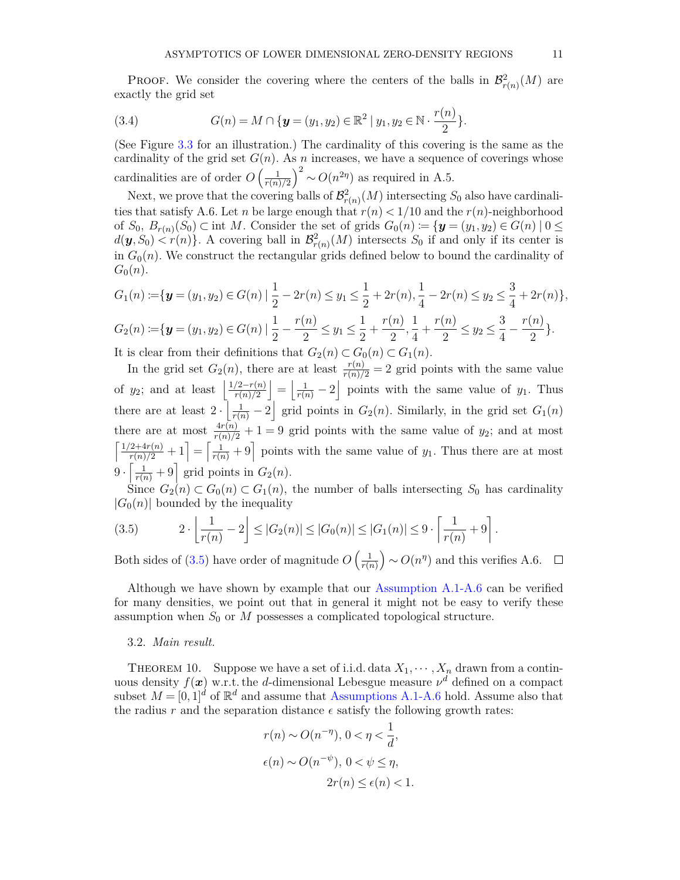PROOF. We consider the covering where the centers of the balls in $\mathcal{B}^2_{r(n)}(M)$ are exactly the grid set

$$G(n) = M \cap \{\boldsymbol{y} = (y_1, y_2) \in \mathbb{R}^2 \mid y_1, y_2 \in \mathbb{N} \cdot \frac{r(n)}{2}\}. \tag{3.4}$$

(See Figure 3.3 for an illustration.) The cardinality of this covering is the same as the cardinality of the grid set $G(n)$. As $n$ increases, we have a sequence of coverings whose cardinalities are of order $O\left(\frac{1}{r(n)/2}\right)^2 \sim O(n^{2\eta})$ as required in A.5.

Next, we prove that the covering balls of $\mathcal{B}^2_{r(n)}(M)$ intersecting $S_0$ also have cardinalities that satisfy A.6. Let $n$ be large enough that $r(n) < 1/10$ and the $r(n)$-neighborhood of $S_0$, $B_{r(n)}(S_0) \subset \operatorname{int} M$. Consider the set of grids $G_0(n) := \{\boldsymbol{y} = (y_1, y_2) \in G(n) \mid 0 \leq d(\boldsymbol{y}, S_0) < r(n)\}$. A covering ball in $\mathcal{B}^2_{r(n)}(M)$ intersects $S_0$ if and only if its center is in $G_0(n)$. We construct the rectangular grids defined below to bound the cardinality of $G_0(n)$.

$$G_1(n) := \{\boldsymbol{y} = (y_1, y_2) \in G(n) \mid \frac{1}{2} - 2r(n) \leq y_1 \leq \frac{1}{2} + 2r(n), \frac{1}{4} - 2r(n) \leq y_2 \leq \frac{3}{4} + 2r(n)\},$$

$$G_2(n) := \{\boldsymbol{y} = (y_1, y_2) \in G(n) \mid \frac{1}{2} - \frac{r(n)}{2} \leq y_1 \leq \frac{1}{2} + \frac{r(n)}{2}, \frac{1}{4} + \frac{r(n)}{2} \leq y_2 \leq \frac{3}{4} - \frac{r(n)}{2}\}.$$

It is clear from their definitions that $G_2(n) \subset G_0(n) \subset G_1(n)$.

In the grid set $G_2(n)$, there are at least $\frac{r(n)}{r(n)/2} = 2$ grid points with the same value of $y_2$; and at least $\left\lfloor \frac{1/2 - r(n)}{r(n)/2} \right\rfloor = \left\lfloor \frac{1}{r(n)} - 2 \right\rfloor$ points with the same value of $y_1$. Thus there are at least $2 \cdot \left\lfloor \frac{1}{r(n)} - 2 \right\rfloor$ grid points in $G_2(n)$. Similarly, in the grid set $G_1(n)$ there are at most $\frac{4r(n)}{r(n)/2} + 1 = 9$ grid points with the same value of $y_2$; and at most $\left\lceil \frac{1/2 + 4r(n)}{r(n)/2} + 1 \right\rceil = \left\lceil \frac{1}{r(n)} + 9 \right\rceil$ points with the same value of $y_1$. Thus there are at most $9 \cdot \left\lceil \frac{1}{r(n)} + 9 \right\rceil$ grid points in $G_2(n)$.

Since $G_2(n) \subset G_0(n) \subset G_1(n)$, the number of balls intersecting $S_0$ has cardinality $|G_0(n)|$ bounded by the inequality

$$2 \cdot \left\lfloor \frac{1}{r(n)} - 2 \right\rfloor \leq |G_2(n)| \leq |G_0(n)| \leq |G_1(n)| \leq 9 \cdot \left\lceil \frac{1}{r(n)} + 9 \right\rceil. \tag{3.5}$$

Both sides of (3.5) have order of magnitude $O\left(\frac{1}{r(n)}\right) \sim O(n^{\eta})$ and this verifies A.6. $\square$

Although we have shown by example that our Assumption A.1-A.6 can be verified for many densities, we point out that in general it might not be easy to verify these assumption when $S_0$ or $M$ possesses a complicated topological structure.

### 3.2. *Main result.*

THEOREM 10. Suppose we have a set of i.i.d. data $X_1, \cdots, X_n$ drawn from a continuous density $f(\boldsymbol{x})$ w.r.t. the $d$-dimensional Lebesgue measure $\nu^d$ defined on a compact subset $M = [0,1]^d$ of $\mathbb{R}^d$ and assume that Assumptions A.1-A.6 hold. Assume also that the radius $r$ and the separation distance $\epsilon$ satisfy the following growth rates:

$$r(n) \sim O(n^{-\eta}),\ 0 < \eta < \frac{1}{d},$$

$$\epsilon(n) \sim O(n^{-\psi}),\ 0 < \psi \leq \eta,$$

$$2r(n) \leq \epsilon(n) < 1.$$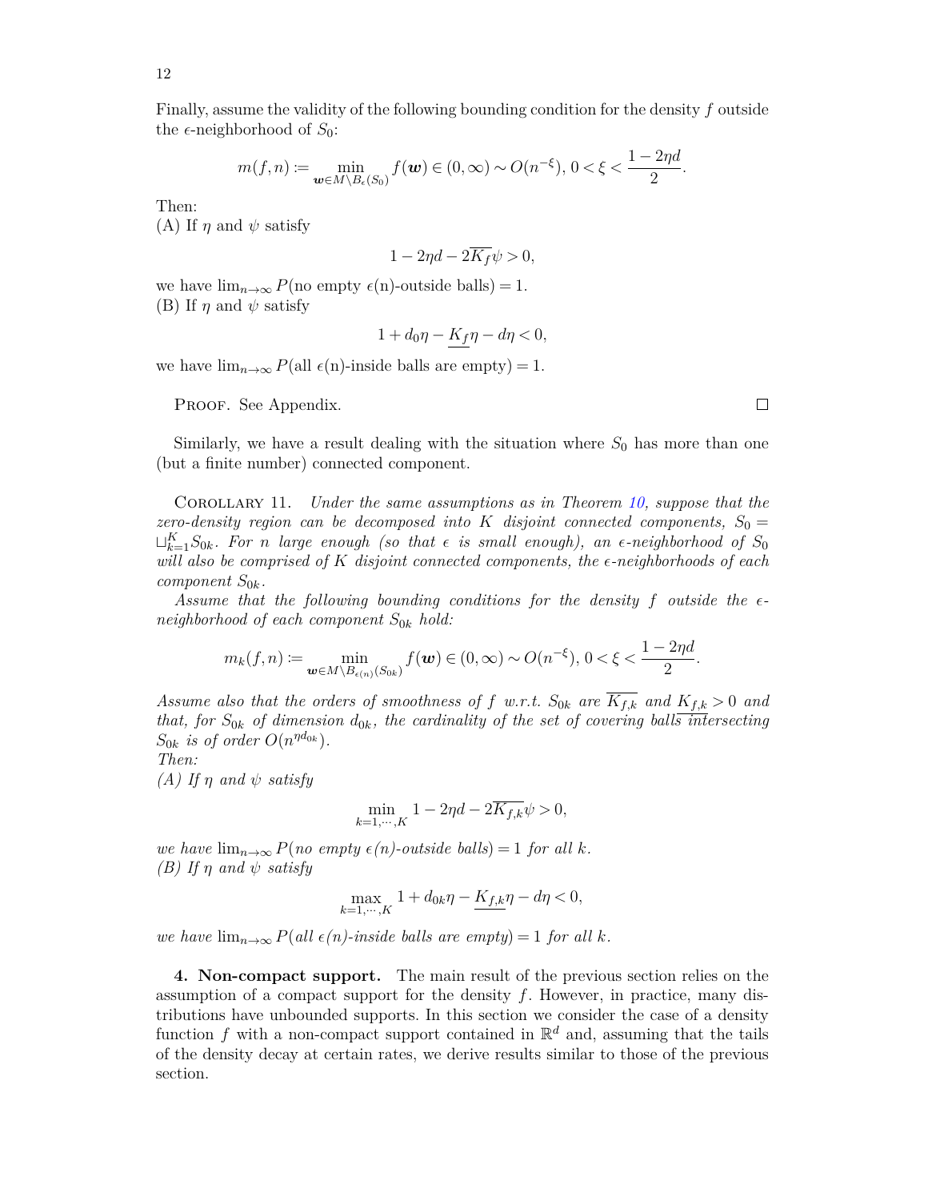Finally, assume the validity of the following bounding condition for the density $f$ outside the $\epsilon$-neighborhood of $S_0$:

$$m(f,n) := \min_{\boldsymbol{w} \in M \setminus B_\epsilon(S_0)} f(\boldsymbol{w}) \in (0,\infty) \sim O(n^{-\xi}),\ 0 < \xi < \frac{1-2\eta d}{2}.$$

Then:
(A) If $\eta$ and $\psi$ satisfy

$$1 - 2\eta d - 2\overline{K_f}\psi > 0,$$

we have $\lim_{n\to\infty} P(\text{no empty } \epsilon(\text{n})\text{-outside balls}) = 1$.
(B) If $\eta$ and $\psi$ satisfy

$$1 + d_0\eta - \underline{K_f}\eta - d\eta < 0,$$

we have $\lim_{n\to\infty} P(\text{all } \epsilon(\text{n})\text{-inside balls are empty}) = 1$.

Proof. See Appendix. ∎

Similarly, we have a result dealing with the situation where $S_0$ has more than one (but a finite number) connected component.

Corollary 11. *Under the same assumptions as in Theorem 10, suppose that the zero-density region can be decomposed into $K$ disjoint connected components, $S_0 = \sqcup_{k=1}^K S_{0k}$. For $n$ large enough (so that $\epsilon$ is small enough), an $\epsilon$-neighborhood of $S_0$ will also be comprised of $K$ disjoint connected components, the $\epsilon$-neighborhoods of each component $S_{0k}$.*

*Assume that the following bounding conditions for the density $f$ outside the $\epsilon$-neighborhood of each component $S_{0k}$ hold:*

$$m_k(f,n) := \min_{\boldsymbol{w} \in M \setminus B_{\epsilon(n)}(S_{0k})} f(\boldsymbol{w}) \in (0,\infty) \sim O(n^{-\xi}),\ 0 < \xi < \frac{1-2\eta d}{2}.$$

*Assume also that the orders of smoothness of $f$ w.r.t. $S_{0k}$ are $\overline{K_{f,k}}$ and $\underline{K_{f,k}} > 0$ and that, for $S_{0k}$ of dimension $d_{0k}$, the cardinality of the set of covering balls intersecting $S_{0k}$ is of order $O(n^{\eta d_{0k}})$.*
*Then:*
*(A) If $\eta$ and $\psi$ satisfy*

$$\min_{k=1,\cdots,K} 1 - 2\eta d - 2\overline{K_{f,k}}\psi > 0,$$

*we have $\lim_{n\to\infty} P(\text{no empty } \epsilon(n)\text{-outside balls}) = 1$ for all $k$.*
*(B) If $\eta$ and $\psi$ satisfy*

$$\max_{k=1,\cdots,K} 1 + d_{0k}\eta - \underline{K_{f,k}}\eta - d\eta < 0,$$

*we have $\lim_{n\to\infty} P(\text{all } \epsilon(n)\text{-inside balls are empty}) = 1$ for all $k$.*

**4. Non-compact support.** The main result of the previous section relies on the assumption of a compact support for the density $f$. However, in practice, many distributions have unbounded supports. In this section we consider the case of a density function $f$ with a non-compact support contained in $\mathbb{R}^d$ and, assuming that the tails of the density decay at certain rates, we derive results similar to those of the previous section.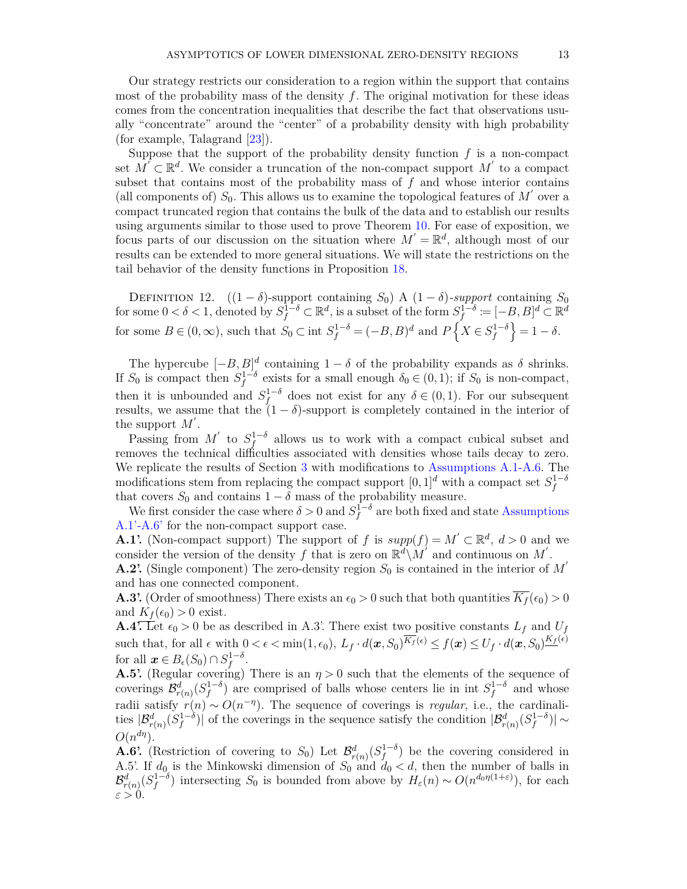Our strategy restricts our consideration to a region within the support that contains most of the probability mass of the density $f$. The original motivation for these ideas comes from the concentration inequalities that describe the fact that observations usually "concentrate" around the "center" of a probability density with high probability (for example, Talagrand [23]).

Suppose that the support of the probability density function $f$ is a non-compact set $M^{'} \subset \mathbb{R}^d$. We consider a truncation of the non-compact support $M^{'}$ to a compact subset that contains most of the probability mass of $f$ and whose interior contains (all components of) $S_0$. This allows us to examine the topological features of $M^{'}$ over a compact truncated region that contains the bulk of the data and to establish our results using arguments similar to those used to prove Theorem 10. For ease of exposition, we focus parts of our discussion on the situation where $M^{'} = \mathbb{R}^d$, although most of our results can be extended to more general situations. We will state the restrictions on the tail behavior of the density functions in Proposition 18.

Definition 12. ($(1-\delta)$-support containing $S_0$) A $(1-\delta)$-*support* containing $S_0$ for some $0 < \delta < 1$, denoted by $S_f^{1-\delta} \subset \mathbb{R}^d$, is a subset of the form $S_f^{1-\delta} := [-B, B]^d \subset \mathbb{R}^d$ for some $B \in (0, \infty)$, such that $S_0 \subset \text{int } S_f^{1-\delta} = (-B, B)^d$ and $P\left\{X \in S_f^{1-\delta}\right\} = 1 - \delta$.

The hypercube $[-B, B]^d$ containing $1-\delta$ of the probability expands as $\delta$ shrinks. If $S_0$ is compact then $S_f^{1-\delta}$ exists for a small enough $\delta_0 \in (0,1)$; if $S_0$ is non-compact, then it is unbounded and $S_f^{1-\delta}$ does not exist for any $\delta \in (0,1)$. For our subsequent results, we assume that the $(1-\delta)$-support is completely contained in the interior of the support $M^{'}$.

Passing from $M^{'}$ to $S_f^{1-\delta}$ allows us to work with a compact cubical subset and removes the technical difficulties associated with densities whose tails decay to zero. We replicate the results of Section 3 with modifications to Assumptions A.1-A.6. The modifications stem from replacing the compact support $[0,1]^d$ with a compact set $S_f^{1-\delta}$ that covers $S_0$ and contains $1-\delta$ mass of the probability measure.

We first consider the case where $\delta > 0$ and $S_f^{1-\delta}$ are both fixed and state Assumptions A.1'-A.6' for the non-compact support case.

**A.1'.** (Non-compact support) The support of $f$ is $supp(f) = M^{'} \subset \mathbb{R}^d$, $d > 0$ and we consider the version of the density $f$ that is zero on $\mathbb{R}^d \backslash M^{'}$ and continuous on $M^{'}$.

**A.2'.** (Single component) The zero-density region $S_0$ is contained in the interior of $M^{'}$ and has one connected component.

**A.3'.** (Order of smoothness) There exists an $\epsilon_0 > 0$ such that both quantities $\overline{K_f}(\epsilon_0) > 0$ and $\underline{K_f}(\epsilon_0) > 0$ exist.

**A.4'.** Let $\epsilon_0 > 0$ be as described in A.3'. There exist two positive constants $L_f$ and $U_f$ such that, for all $\epsilon$ with $0 < \epsilon < \min(1, \epsilon_0)$, $L_f \cdot d(\boldsymbol{x}, S_0)^{\overline{K_f}(\epsilon)} \leq f(\boldsymbol{x}) \leq U_f \cdot d(\boldsymbol{x}, S_0)^{\underline{K_f}(\epsilon)}$ for all $\boldsymbol{x} \in B_\epsilon(S_0) \cap S_f^{1-\delta}$.

**A.5'.** (Regular covering) There is an $\eta > 0$ such that the elements of the sequence of coverings $\mathcal{B}_{r(n)}^d(S_f^{1-\delta})$ are comprised of balls whose centers lie in int $S_f^{1-\delta}$ and whose radii satisfy $r(n) \sim O(n^{-\eta})$. The sequence of coverings is *regular*, i.e., the cardinalities $|\mathcal{B}_{r(n)}^d(S_f^{1-\delta})|$ of the coverings in the sequence satisfy the condition $|\mathcal{B}_{r(n)}^d(S_f^{1-\delta})| \sim O(n^{d\eta})$.

**A.6'.** (Restriction of covering to $S_0$) Let $\mathcal{B}_{r(n)}^d(S_f^{1-\delta})$ be the covering considered in A.5'. If $d_0$ is the Minkowski dimension of $S_0$ and $d_0 < d$, then the number of balls in $\mathcal{B}_{r(n)}^d(S_f^{1-\delta})$ intersecting $S_0$ is bounded from above by $H_\varepsilon(n) \sim O(n^{d_0\eta(1+\varepsilon)})$, for each $\varepsilon > 0$.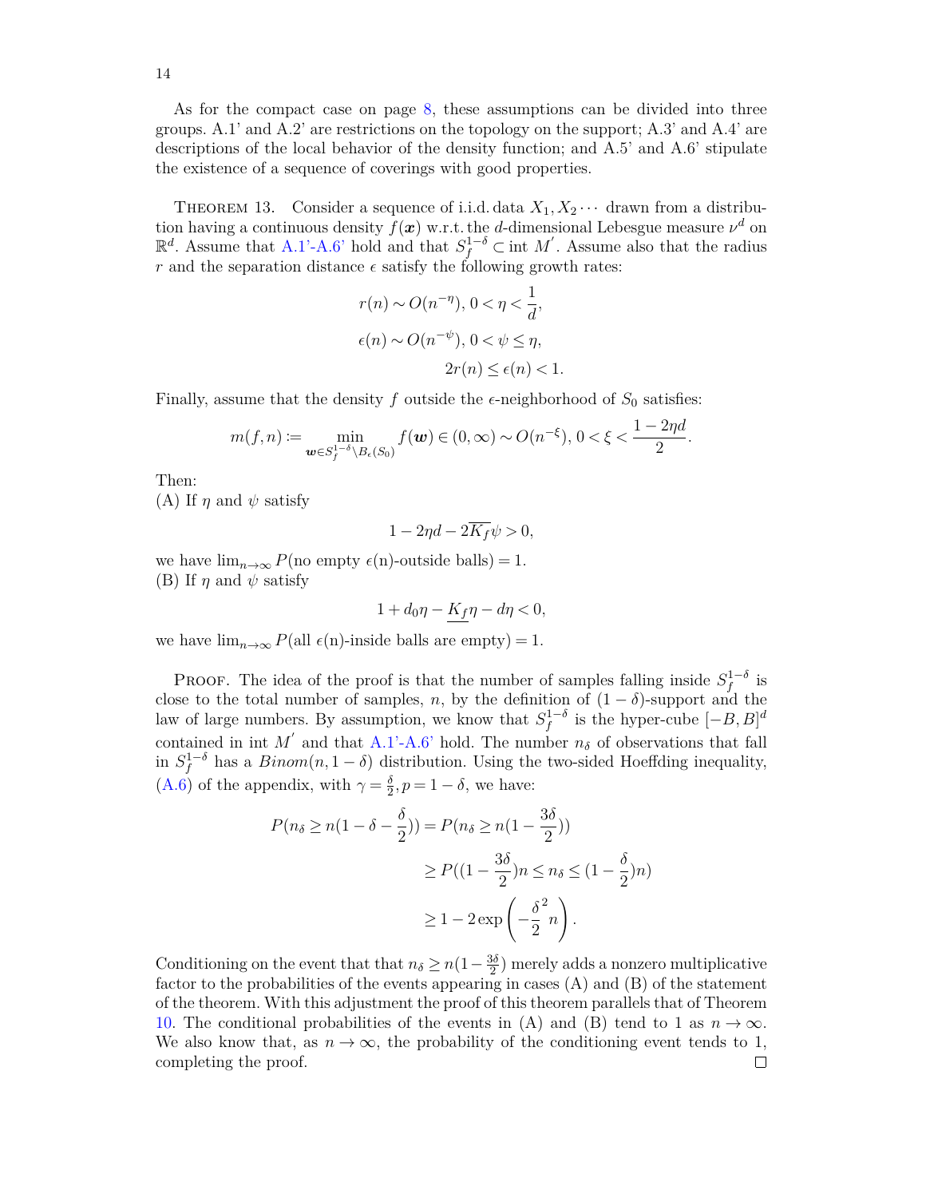As for the compact case on page 8, these assumptions can be divided into three groups. A.1' and A.2' are restrictions on the topology on the support; A.3' and A.4' are descriptions of the local behavior of the density function; and A.5' and A.6' stipulate the existence of a sequence of coverings with good properties.

THEOREM 13. Consider a sequence of i.i.d. data $X_1, X_2 \cdots$ drawn from a distribution having a continuous density $f(\boldsymbol{x})$ w.r.t. the $d$-dimensional Lebesgue measure $\nu^d$ on $\mathbb{R}^d$. Assume that A.1'-A.6' hold and that $S_f^{1-\delta} \subset \text{int } M'$. Assume also that the radius $r$ and the separation distance $\epsilon$ satisfy the following growth rates:

$$r(n) \sim O(n^{-\eta}),\ 0 < \eta < \frac{1}{d},$$

$$\epsilon(n) \sim O(n^{-\psi}),\ 0 < \psi \leq \eta,$$

$$2r(n) \leq \epsilon(n) < 1.$$

Finally, assume that the density $f$ outside the $\epsilon$-neighborhood of $S_0$ satisfies:

$$m(f,n) := \min_{\boldsymbol{w} \in S_f^{1-\delta} \setminus B_\epsilon(S_0)} f(\boldsymbol{w}) \in (0,\infty) \sim O(n^{-\xi}),\ 0 < \xi < \frac{1-2\eta d}{2}.$$

Then:
(A) If $\eta$ and $\psi$ satisfy

$$1 - 2\eta d - 2\overline{K_f}\psi > 0,$$

we have $\lim_{n\to\infty} P(\text{no empty } \epsilon(\text{n})\text{-outside balls}) = 1$.
(B) If $\eta$ and $\psi$ satisfy

$$1 + d_0\eta - \underline{K_f}\eta - d\eta < 0,$$

we have $\lim_{n\to\infty} P(\text{all } \epsilon(\text{n})\text{-inside balls are empty}) = 1$.

PROOF. The idea of the proof is that the number of samples falling inside $S_f^{1-\delta}$ is close to the total number of samples, $n$, by the definition of $(1-\delta)$-support and the law of large numbers. By assumption, we know that $S_f^{1-\delta}$ is the hyper-cube $[-B, B]^d$ contained in int $M'$ and that A.1'-A.6' hold. The number $n_\delta$ of observations that fall in $S_f^{1-\delta}$ has a $Binom(n, 1-\delta)$ distribution. Using the two-sided Hoeffding inequality, (A.6) of the appendix, with $\gamma = \frac{\delta}{2}, p = 1-\delta$, we have:

$$\begin{aligned}
P(n_\delta \geq n(1-\delta-\frac{\delta}{2})) &= P(n_\delta \geq n(1-\frac{3\delta}{2})) \\
&\geq P((1-\frac{3\delta}{2})n \leq n_\delta \leq (1-\frac{\delta}{2})n) \\
&\geq 1 - 2\exp\left(-\frac{\delta}{2}^2 n\right).
\end{aligned}$$

Conditioning on the event that that $n_\delta \geq n(1-\frac{3\delta}{2})$ merely adds a nonzero multiplicative factor to the probabilities of the events appearing in cases (A) and (B) of the statement of the theorem. With this adjustment the proof of this theorem parallels that of Theorem 10. The conditional probabilities of the events in (A) and (B) tend to 1 as $n \to \infty$. We also know that, as $n \to \infty$, the probability of the conditioning event tends to 1, completing the proof. □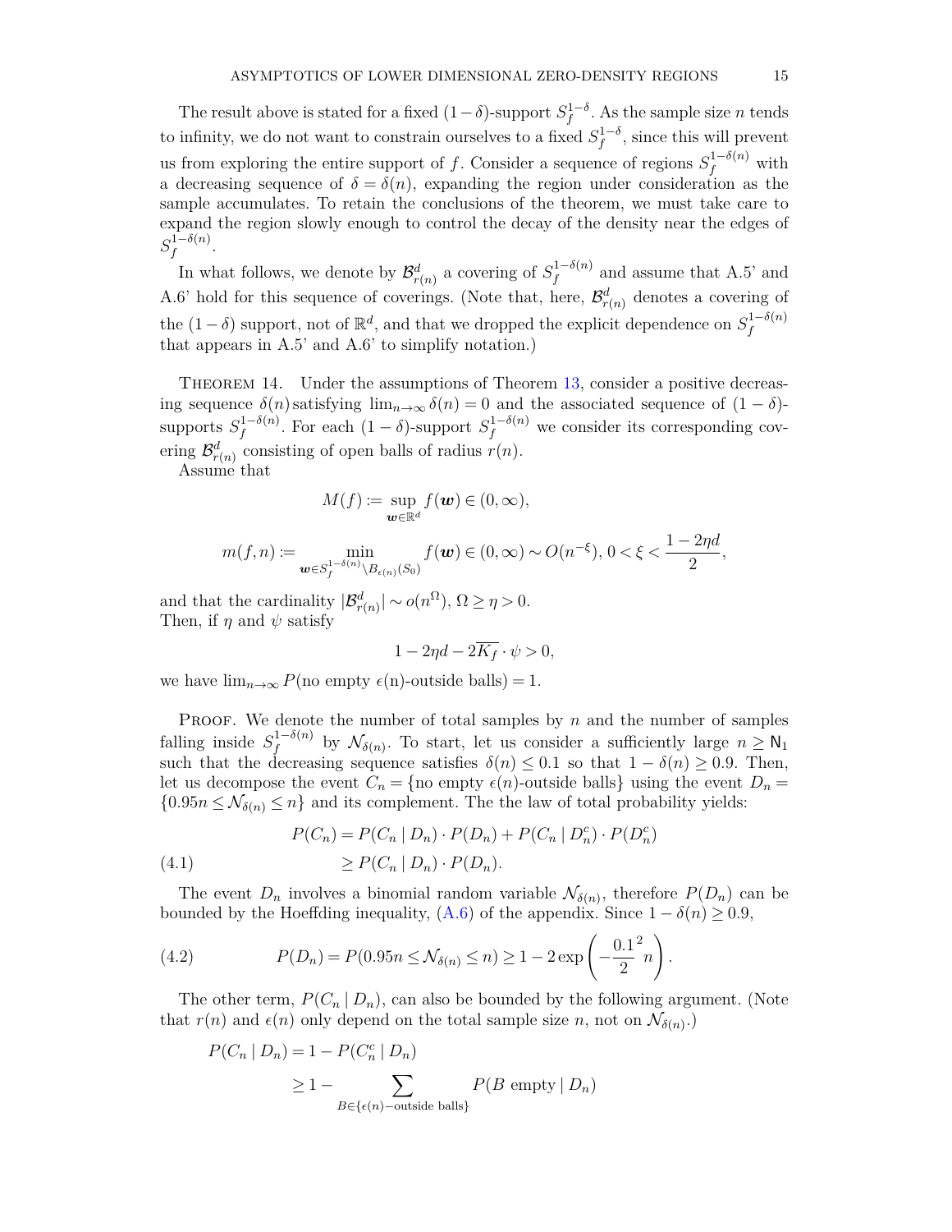The result above is stated for a fixed $(1-\delta)$-support $S_f^{1-\delta}$. As the sample size $n$ tends to infinity, we do not want to constrain ourselves to a fixed $S_f^{1-\delta}$, since this will prevent us from exploring the entire support of $f$. Consider a sequence of regions $S_f^{1-\delta(n)}$ with a decreasing sequence of $\delta = \delta(n)$, expanding the region under consideration as the sample accumulates. To retain the conclusions of the theorem, we must take care to expand the region slowly enough to control the decay of the density near the edges of $S_f^{1-\delta(n)}$.

In what follows, we denote by $\mathcal{B}^d_{r(n)}$ a covering of $S_f^{1-\delta(n)}$ and assume that A.5' and A.6' hold for this sequence of coverings. (Note that, here, $\mathcal{B}^d_{r(n)}$ denotes a covering of the $(1-\delta)$ support, not of $\mathbb{R}^d$, and that we dropped the explicit dependence on $S_f^{1-\delta(n)}$ that appears in A.5' and A.6' to simplify notation.)

THEOREM 14. Under the assumptions of Theorem 13, consider a positive decreasing sequence $\delta(n)$ satisfying $\lim_{n\to\infty}\delta(n) = 0$ and the associated sequence of $(1-\delta)$-supports $S_f^{1-\delta(n)}$. For each $(1-\delta)$-support $S_f^{1-\delta(n)}$ we consider its corresponding covering $\mathcal{B}^d_{r(n)}$ consisting of open balls of radius $r(n)$.

Assume that

$$M(f) := \sup_{\boldsymbol{w}\in\mathbb{R}^d} f(\boldsymbol{w}) \in (0,\infty),$$

$$m(f,n) := \min_{\boldsymbol{w}\in S_f^{1-\delta(n)}\setminus B_{\epsilon(n)}(S_0)} f(\boldsymbol{w}) \in (0,\infty) \sim O(n^{-\xi}),\ 0 < \xi < \frac{1-2\eta d}{2},$$

and that the cardinality $|\mathcal{B}^d_{r(n)}| \sim o(n^{\Omega})$, $\Omega \geq \eta > 0$.
Then, if $\eta$ and $\psi$ satisfy

$$1 - 2\eta d - 2\overline{K_f}\cdot\psi > 0,$$

we have $\lim_{n\to\infty} P(\text{no empty } \epsilon(\text{n})\text{-outside balls}) = 1$.

PROOF. We denote the number of total samples by $n$ and the number of samples falling inside $S_f^{1-\delta(n)}$ by $\mathcal{N}_{\delta(n)}$. To start, let us consider a sufficiently large $n \geq \mathsf{N}_1$ such that the decreasing sequence satisfies $\delta(n) \leq 0.1$ so that $1-\delta(n) \geq 0.9$. Then, let us decompose the event $C_n = \{\text{no empty } \epsilon(n)\text{-outside balls}\}$ using the event $D_n = \{0.95n \leq \mathcal{N}_{\delta(n)} \leq n\}$ and its complement. The the law of total probability yields:

$$\begin{aligned}
P(C_n) &= P(C_n \mid D_n)\cdot P(D_n) + P(C_n \mid D_n^c)\cdot P(D_n^c) \\
&\geq P(C_n \mid D_n)\cdot P(D_n).
\end{aligned} \tag{4.1}$$

The event $D_n$ involves a binomial random variable $\mathcal{N}_{\delta(n)}$, therefore $P(D_n)$ can be bounded by the Hoeffding inequality, (A.6) of the appendix. Since $1-\delta(n) \geq 0.9$,

$$P(D_n) = P(0.95n \leq \mathcal{N}_{\delta(n)} \leq n) \geq 1 - 2\exp\left(-\frac{0.1^2}{2}n\right). \tag{4.2}$$

The other term, $P(C_n \mid D_n)$, can also be bounded by the following argument. (Note that $r(n)$ and $\epsilon(n)$ only depend on the total sample size $n$, not on $\mathcal{N}_{\delta(n)}$.)

$$\begin{aligned}
P(C_n \mid D_n) &= 1 - P(C_n^c \mid D_n) \\
&\geq 1 - \sum_{B\in\{\epsilon(n)-\text{outside balls}\}} P(B \text{ empty} \mid D_n)
\end{aligned}$$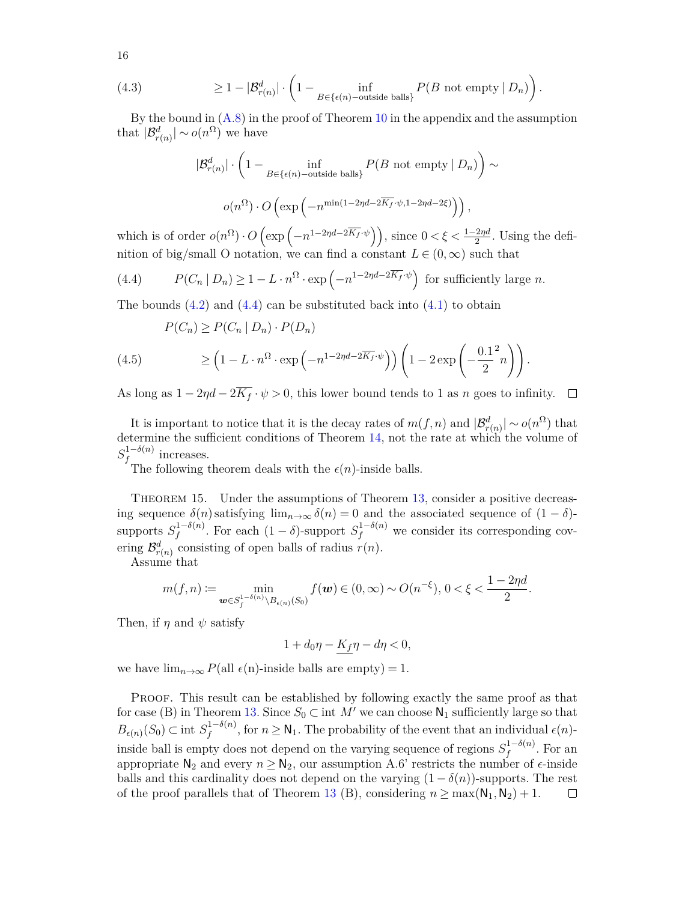$$\geq 1 - |\mathcal{B}^d_{r(n)}| \cdot \left(1 - \inf_{B \in \{\epsilon(n)-\text{outside balls}\}} P(B \text{ not empty} \mid D_n)\right). \tag{4.3}$$

By the bound in (A.8) in the proof of Theorem 10 in the appendix and the assumption that $|\mathcal{B}^d_{r(n)}| \sim o(n^{\Omega})$ we have

$$|\mathcal{B}^d_{r(n)}| \cdot \left(1 - \inf_{B \in \{\epsilon(n)-\text{outside balls}\}} P(B \text{ not empty} \mid D_n)\right) \sim$$

$$o(n^{\Omega}) \cdot O\left(\exp\left(-n^{\min(1-2\eta d - 2\overline{K_f}\cdot\psi, 1-2\eta d - 2\xi)}\right)\right),$$

which is of order $o(n^{\Omega}) \cdot O\left(\exp\left(-n^{1-2\eta d - 2\overline{K_f}\cdot\psi}\right)\right)$, since $0 < \xi < \frac{1-2\eta d}{2}$. Using the definition of big/small O notation, we can find a constant $L \in (0, \infty)$ such that

$$P(C_n \mid D_n) \geq 1 - L \cdot n^{\Omega} \cdot \exp\left(-n^{1-2\eta d - 2\overline{K_f}\cdot\psi}\right) \text{ for sufficiently large } n. \tag{4.4}$$

The bounds (4.2) and (4.4) can be substituted back into (4.1) to obtain

$$P(C_n) \geq P(C_n \mid D_n) \cdot P(D_n)$$

$$\geq \left(1 - L \cdot n^{\Omega} \cdot \exp\left(-n^{1-2\eta d - 2\overline{K_f}\cdot\psi}\right)\right)\left(1 - 2\exp\left(-\frac{0.1^2}{2}n\right)\right). \tag{4.5}$$

As long as $1 - 2\eta d - 2\overline{K_f}\cdot\psi > 0$, this lower bound tends to 1 as $n$ goes to infinity. $\square$

It is important to notice that it is the decay rates of $m(f,n)$ and $|\mathcal{B}^d_{r(n)}| \sim o(n^{\Omega})$ that determine the sufficient conditions of Theorem 14, not the rate at which the volume of $S_f^{1-\delta(n)}$ increases.

The following theorem deals with the $\epsilon(n)$-inside balls.

**Theorem 15.** Under the assumptions of Theorem 13, consider a positive decreasing sequence $\delta(n)$ satisfying $\lim_{n\to\infty}\delta(n) = 0$ and the associated sequence of $(1-\delta)$-supports $S_f^{1-\delta(n)}$. For each $(1-\delta)$-support $S_f^{1-\delta(n)}$ we consider its corresponding covering $\mathcal{B}^d_{r(n)}$ consisting of open balls of radius $r(n)$.

Assume that

$$m(f,n) := \min_{\boldsymbol{w} \in S_f^{1-\delta(n)} \setminus B_{\epsilon(n)}(S_0)} f(\boldsymbol{w}) \in (0,\infty) \sim O(n^{-\xi}),\ 0 < \xi < \frac{1-2\eta d}{2}.$$

Then, if $\eta$ and $\psi$ satisfy

$$1 + d_0\eta - \underline{K_f}\eta - d\eta < 0,$$

we have $\lim_{n\to\infty} P(\text{all } \epsilon(\text{n})\text{-inside balls are empty}) = 1$.

*Proof.* This result can be established by following exactly the same proof as that for case (B) in Theorem 13. Since $S_0 \subset \text{int } M'$ we can choose $\mathsf{N}_1$ sufficiently large so that $B_{\epsilon(n)}(S_0) \subset \text{int } S_f^{1-\delta(n)}$, for $n \geq \mathsf{N}_1$. The probability of the event that an individual $\epsilon(n)$-inside ball is empty does not depend on the varying sequence of regions $S_f^{1-\delta(n)}$. For an appropriate $\mathsf{N}_2$ and every $n \geq \mathsf{N}_2$, our assumption A.6' restricts the number of $\epsilon$-inside balls and this cardinality does not depend on the varying $(1-\delta(n))$-supports. The rest of the proof parallels that of Theorem 13 (B), considering $n \geq \max(\mathsf{N}_1, \mathsf{N}_2) + 1$. $\square$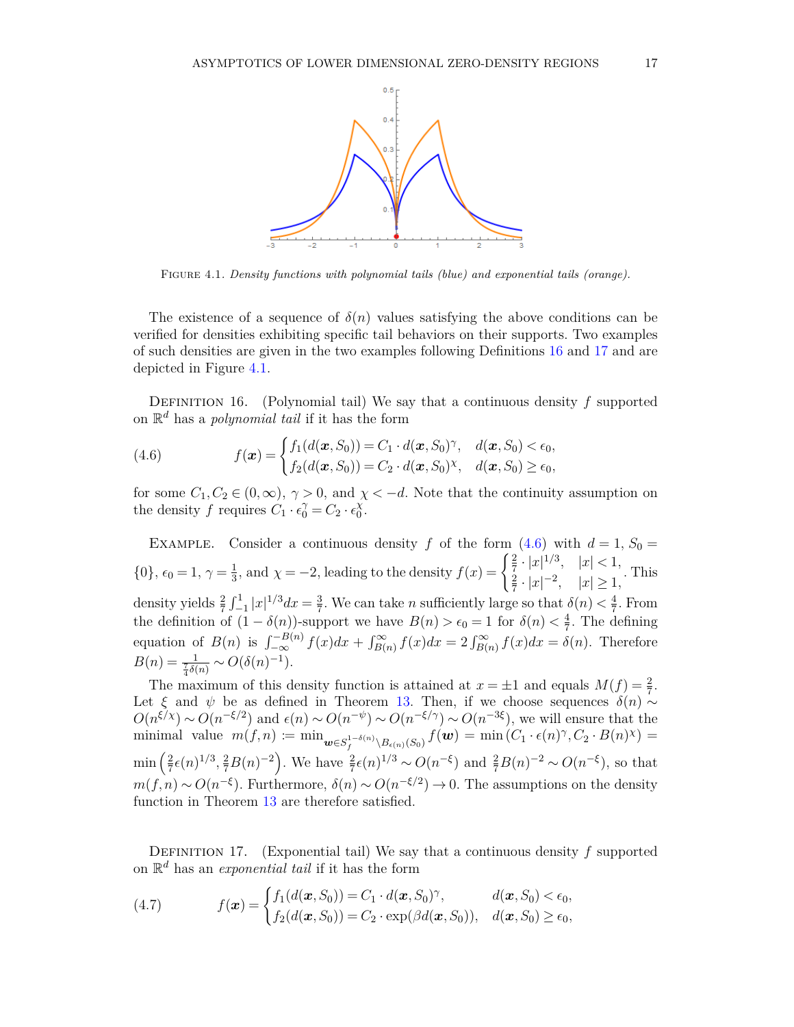FIGURE 4.1. *Density functions with polynomial tails (blue) and exponential tails (orange).*

The existence of a sequence of $\delta(n)$ values satisfying the above conditions can be verified for densities exhibiting specific tail behaviors on their supports. Two examples of such densities are given in the two examples following Definitions 16 and 17 and are depicted in Figure 4.1.

DEFINITION 16. (Polynomial tail) We say that a continuous density $f$ supported on $\mathbb{R}^d$ has a *polynomial tail* if it has the form

$$f(\boldsymbol{x}) = \begin{cases} f_1(d(\boldsymbol{x}, S_0)) = C_1 \cdot d(\boldsymbol{x}, S_0)^\gamma, & d(\boldsymbol{x}, S_0) < \epsilon_0, \\ f_2(d(\boldsymbol{x}, S_0)) = C_2 \cdot d(\boldsymbol{x}, S_0)^\chi, & d(\boldsymbol{x}, S_0) \geq \epsilon_0, \end{cases} \tag{4.6}$$

for some $C_1, C_2 \in (0, \infty)$, $\gamma > 0$, and $\chi < -d$. Note that the continuity assumption on the density $f$ requires $C_1 \cdot \epsilon_0^\gamma = C_2 \cdot \epsilon_0^\chi$.

EXAMPLE. Consider a continuous density $f$ of the form (4.6) with $d = 1$, $S_0 = \{0\}$, $\epsilon_0 = 1$, $\gamma = \frac{1}{3}$, and $\chi = -2$, leading to the density $f(x) = \begin{cases} \frac{2}{7} \cdot |x|^{1/3}, & |x| < 1, \\ \frac{2}{7} \cdot |x|^{-2}, & |x| \geq 1, \end{cases}$. This density yields $\frac{2}{7}\int_{-1}^{1} |x|^{1/3} dx = \frac{3}{7}$. We can take $n$ sufficiently large so that $\delta(n) < \frac{4}{7}$. From the definition of $(1-\delta(n))$-support we have $B(n) > \epsilon_0 = 1$ for $\delta(n) < \frac{4}{7}$. The defining equation of $B(n)$ is $\int_{-\infty}^{-B(n)} f(x)dx + \int_{B(n)}^{\infty} f(x)dx = 2\int_{B(n)}^{\infty} f(x)dx = \delta(n)$. Therefore $B(n) = \frac{1}{\frac{7}{4}\delta(n)} \sim O(\delta(n)^{-1})$.

The maximum of this density function is attained at $x = \pm 1$ and equals $M(f) = \frac{2}{7}$. Let $\xi$ and $\psi$ be as defined in Theorem 13. Then, if we choose sequences $\delta(n) \sim O(n^{\xi/\chi}) \sim O(n^{-\xi/2})$ and $\epsilon(n) \sim O(n^{-\psi}) \sim O(n^{-\xi/\gamma}) \sim O(n^{-3\xi})$, we will ensure that the minimal value $m(f, n) := \min_{\boldsymbol{w} \in S_f^{1-\delta(n)} \setminus B_{\epsilon(n)}(S_0)} f(\boldsymbol{w}) = \min(C_1 \cdot \epsilon(n)^\gamma, C_2 \cdot B(n)^\chi) = \min\left(\frac{2}{7}\epsilon(n)^{1/3}, \frac{2}{7}B(n)^{-2}\right)$. We have $\frac{2}{7}\epsilon(n)^{1/3} \sim O(n^{-\xi})$ and $\frac{2}{7}B(n)^{-2} \sim O(n^{-\xi})$, so that $m(f, n) \sim O(n^{-\xi})$. Furthermore, $\delta(n) \sim O(n^{-\xi/2}) \to 0$. The assumptions on the density function in Theorem 13 are therefore satisfied.

DEFINITION 17. (Exponential tail) We say that a continuous density $f$ supported on $\mathbb{R}^d$ has an *exponential tail* if it has the form

$$f(\boldsymbol{x}) = \begin{cases} f_1(d(\boldsymbol{x}, S_0)) = C_1 \cdot d(\boldsymbol{x}, S_0)^\gamma, & d(\boldsymbol{x}, S_0) < \epsilon_0, \\ f_2(d(\boldsymbol{x}, S_0)) = C_2 \cdot \exp(\beta d(\boldsymbol{x}, S_0)), & d(\boldsymbol{x}, S_0) \geq \epsilon_0, \end{cases} \tag{4.7}$$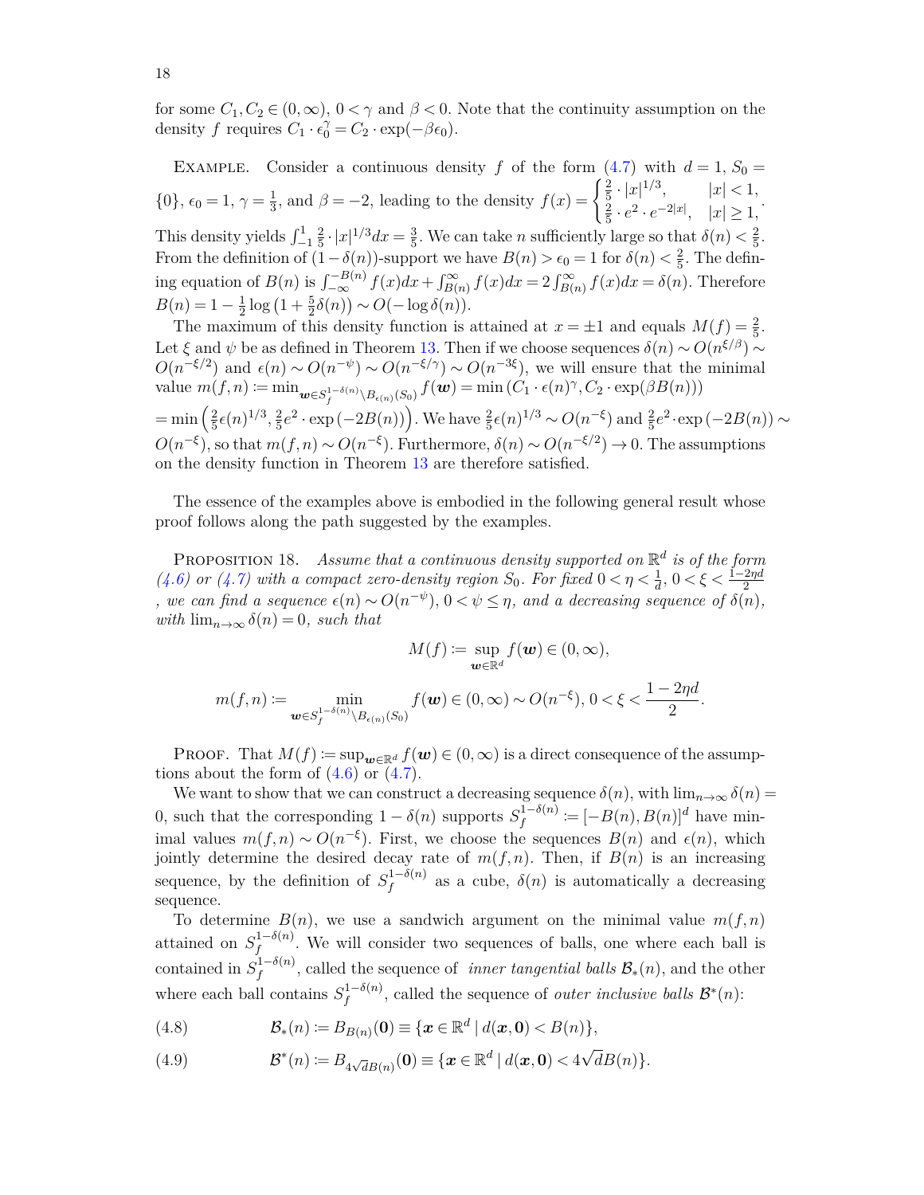for some $C_1, C_2 \in (0, \infty)$, $0 < \gamma$ and $\beta < 0$. Note that the continuity assumption on the density $f$ requires $C_1 \cdot \epsilon_0^\gamma = C_2 \cdot \exp(-\beta\epsilon_0)$.

Example. Consider a continuous density $f$ of the form (4.7) with $d = 1$, $S_0 = \{0\}$, $\epsilon_0 = 1$, $\gamma = \frac{1}{3}$, and $\beta = -2$, leading to the density $f(x) = \begin{cases} \frac{2}{5} \cdot |x|^{1/3}, & |x| < 1, \\ \frac{2}{5} \cdot e^2 \cdot e^{-2|x|}, & |x| \geq 1, \end{cases}$. This density yields $\int_{-1}^{1} \frac{2}{5} \cdot |x|^{1/3} dx = \frac{3}{5}$. We can take $n$ sufficiently large so that $\delta(n) < \frac{2}{5}$. From the definition of $(1-\delta(n))$-support we have $B(n) > \epsilon_0 = 1$ for $\delta(n) < \frac{2}{5}$. The defining equation of $B(n)$ is $\int_{-\infty}^{-B(n)} f(x)dx + \int_{B(n)}^{\infty} f(x)dx = 2\int_{B(n)}^{\infty} f(x)dx = \delta(n)$. Therefore $B(n) = 1 - \frac{1}{2}\log\left(1 + \frac{5}{2}\delta(n)\right) \sim O(-\log \delta(n))$.

The maximum of this density function is attained at $x = \pm 1$ and equals $M(f) = \frac{2}{5}$. Let $\xi$ and $\psi$ be as defined in Theorem 13. Then if we choose sequences $\delta(n) \sim O(n^{\xi/\beta}) \sim O(n^{-\xi/2})$ and $\epsilon(n) \sim O(n^{-\psi}) \sim O(n^{-\xi/\gamma}) \sim O(n^{-3\xi})$, we will ensure that the minimal value $m(f,n) := \min_{\boldsymbol{w} \in S_f^{1-\delta(n)} \setminus B_{\epsilon(n)}(S_0)} f(\boldsymbol{w}) = \min\left(C_1 \cdot \epsilon(n)^\gamma, C_2 \cdot \exp(\beta B(n))\right)$ $= \min\left(\frac{2}{5}\epsilon(n)^{1/3}, \frac{2}{5}e^2 \cdot \exp\left(-2B(n)\right)\right)$. We have $\frac{2}{5}\epsilon(n)^{1/3} \sim O(n^{-\xi})$ and $\frac{2}{5}e^2 \cdot \exp\left(-2B(n)\right) \sim O(n^{-\xi})$, so that $m(f,n) \sim O(n^{-\xi})$. Furthermore, $\delta(n) \sim O(n^{-\xi/2}) \to 0$. The assumptions on the density function in Theorem 13 are therefore satisfied.

The essence of the examples above is embodied in the following general result whose proof follows along the path suggested by the examples.

Proposition 18. *Assume that a continuous density supported on $\mathbb{R}^d$ is of the form (4.6) or (4.7) with a compact zero-density region $S_0$. For fixed $0 < \eta < \frac{1}{d}$, $0 < \xi < \frac{1-2\eta d}{2}$ , we can find a sequence $\epsilon(n) \sim O(n^{-\psi})$, $0 < \psi \leq \eta$, and a decreasing sequence of $\delta(n)$, with $\lim_{n\to\infty} \delta(n) = 0$, such that*

$$M(f) := \sup_{\boldsymbol{w} \in \mathbb{R}^d} f(\boldsymbol{w}) \in (0, \infty),$$

$$m(f,n) := \min_{\boldsymbol{w} \in S_f^{1-\delta(n)} \setminus B_{\epsilon(n)}(S_0)} f(\boldsymbol{w}) \in (0, \infty) \sim O(n^{-\xi}),\ 0 < \xi < \frac{1-2\eta d}{2}.$$

Proof. That $M(f) := \sup_{\boldsymbol{w} \in \mathbb{R}^d} f(\boldsymbol{w}) \in (0, \infty)$ is a direct consequence of the assumptions about the form of (4.6) or (4.7).

We want to show that we can construct a decreasing sequence $\delta(n)$, with $\lim_{n\to\infty} \delta(n) = 0$, such that the corresponding $1-\delta(n)$ supports $S_f^{1-\delta(n)} := [-B(n), B(n)]^d$ have minimal values $m(f,n) \sim O(n^{-\xi})$. First, we choose the sequences $B(n)$ and $\epsilon(n)$, which jointly determine the desired decay rate of $m(f,n)$. Then, if $B(n)$ is an increasing sequence, by the definition of $S_f^{1-\delta(n)}$ as a cube, $\delta(n)$ is automatically a decreasing sequence.

To determine $B(n)$, we use a sandwich argument on the minimal value $m(f,n)$ attained on $S_f^{1-\delta(n)}$. We will consider two sequences of balls, one where each ball is contained in $S_f^{1-\delta(n)}$, called the sequence of *inner tangential balls* $\mathcal{B}_*(n)$, and the other where each ball contains $S_f^{1-\delta(n)}$, called the sequence of *outer inclusive balls* $\mathcal{B}^*(n)$:

$$\mathcal{B}_*(n) := B_{B(n)}(\mathbf{0}) \equiv \{\boldsymbol{x} \in \mathbb{R}^d \mid d(\boldsymbol{x}, \mathbf{0}) < B(n)\}, \tag{4.8}$$

$$\mathcal{B}^*(n) := B_{4\sqrt{d}B(n)}(\mathbf{0}) \equiv \{\boldsymbol{x} \in \mathbb{R}^d \mid d(\boldsymbol{x}, \mathbf{0}) < 4\sqrt{d}B(n)\}. \tag{4.9}$$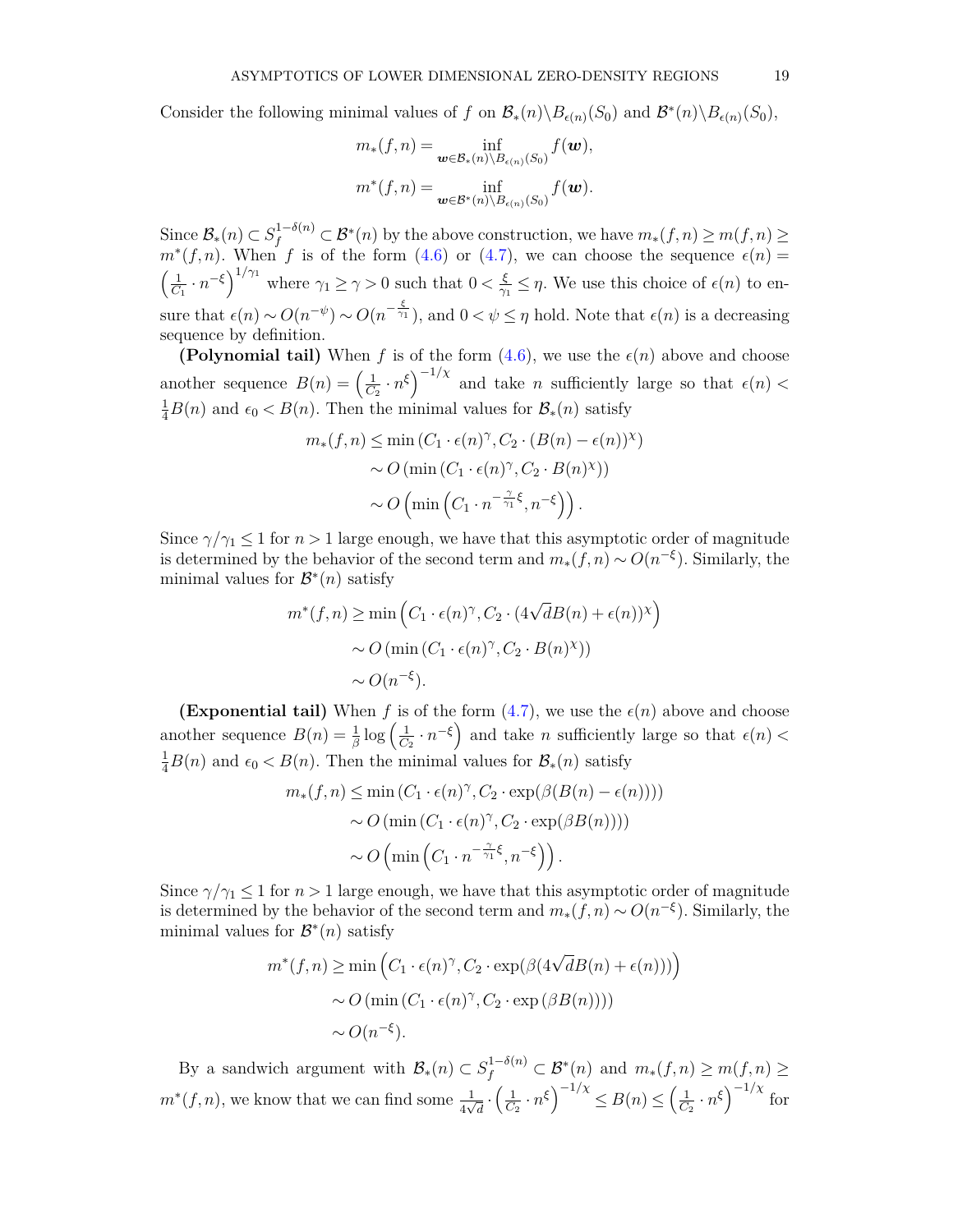Consider the following minimal values of $f$ on $\mathcal{B}_*(n)\backslash B_{\epsilon(n)}(S_0)$ and $\mathcal{B}^*(n)\backslash B_{\epsilon(n)}(S_0)$,

$$m_*(f,n) = \inf_{\boldsymbol{w}\in\mathcal{B}_*(n)\backslash B_{\epsilon(n)}(S_0)} f(\boldsymbol{w}),$$

$$m^*(f,n) = \inf_{\boldsymbol{w}\in\mathcal{B}^*(n)\backslash B_{\epsilon(n)}(S_0)} f(\boldsymbol{w}).$$

Since $\mathcal{B}_*(n) \subset S_f^{1-\delta(n)} \subset \mathcal{B}^*(n)$ by the above construction, we have $m_*(f,n) \geq m(f,n) \geq m^*(f,n)$. When $f$ is of the form (4.6) or (4.7), we can choose the sequence $\epsilon(n) = \left(\frac{1}{C_1}\cdot n^{-\xi}\right)^{1/\gamma_1}$ where $\gamma_1 \geq \gamma > 0$ such that $0 < \frac{\xi}{\gamma_1} \leq \eta$. We use this choice of $\epsilon(n)$ to ensure that $\epsilon(n) \sim O(n^{-\psi}) \sim O(n^{-\frac{\xi}{\gamma_1}})$, and $0 < \psi \leq \eta$ hold. Note that $\epsilon(n)$ is a decreasing sequence by definition.

**(Polynomial tail)** When $f$ is of the form (4.6), we use the $\epsilon(n)$ above and choose another sequence $B(n) = \left(\frac{1}{C_2}\cdot n^{\xi}\right)^{-1/\chi}$ and take $n$ sufficiently large so that $\epsilon(n) < \frac{1}{4}B(n)$ and $\epsilon_0 < B(n)$. Then the minimal values for $\mathcal{B}_*(n)$ satisfy

$$\begin{aligned}
m_*(f,n) &\leq \min\left(C_1\cdot\epsilon(n)^{\gamma}, C_2\cdot(B(n)-\epsilon(n))^{\chi}\right)\\
&\sim O\left(\min\left(C_1\cdot\epsilon(n)^{\gamma}, C_2\cdot B(n)^{\chi}\right)\right)\\
&\sim O\left(\min\left(C_1\cdot n^{-\frac{\gamma}{\gamma_1}\xi}, n^{-\xi}\right)\right).
\end{aligned}$$

Since $\gamma/\gamma_1 \leq 1$ for $n > 1$ large enough, we have that this asymptotic order of magnitude is determined by the behavior of the second term and $m_*(f,n) \sim O(n^{-\xi})$. Similarly, the minimal values for $\mathcal{B}^*(n)$ satisfy

$$\begin{aligned}
m^*(f,n) &\geq \min\left(C_1\cdot\epsilon(n)^{\gamma}, C_2\cdot(4\sqrt{d}B(n)+\epsilon(n))^{\chi}\right)\\
&\sim O\left(\min\left(C_1\cdot\epsilon(n)^{\gamma}, C_2\cdot B(n)^{\chi}\right)\right)\\
&\sim O(n^{-\xi}).
\end{aligned}$$

**(Exponential tail)** When $f$ is of the form (4.7), we use the $\epsilon(n)$ above and choose another sequence $B(n) = \frac{1}{\beta}\log\left(\frac{1}{C_2}\cdot n^{-\xi}\right)$ and take $n$ sufficiently large so that $\epsilon(n) < \frac{1}{4}B(n)$ and $\epsilon_0 < B(n)$. Then the minimal values for $\mathcal{B}_*(n)$ satisfy

$$\begin{aligned}
m_*(f,n) &\leq \min\left(C_1\cdot\epsilon(n)^{\gamma}, C_2\cdot\exp(\beta(B(n)-\epsilon(n)))\right)\\
&\sim O\left(\min\left(C_1\cdot\epsilon(n)^{\gamma}, C_2\cdot\exp(\beta B(n))\right)\right)\\
&\sim O\left(\min\left(C_1\cdot n^{-\frac{\gamma}{\gamma_1}\xi}, n^{-\xi}\right)\right).
\end{aligned}$$

Since $\gamma/\gamma_1 \leq 1$ for $n > 1$ large enough, we have that this asymptotic order of magnitude is determined by the behavior of the second term and $m_*(f,n) \sim O(n^{-\xi})$. Similarly, the minimal values for $\mathcal{B}^*(n)$ satisfy

$$\begin{aligned}
m^*(f,n) &\geq \min\left(C_1\cdot\epsilon(n)^{\gamma}, C_2\cdot\exp(\beta(4\sqrt{d}B(n)+\epsilon(n)))\right)\\
&\sim O\left(\min\left(C_1\cdot\epsilon(n)^{\gamma}, C_2\cdot\exp\left(\beta B(n)\right)\right)\right)\\
&\sim O(n^{-\xi}).
\end{aligned}$$

By a sandwich argument with $\mathcal{B}_*(n) \subset S_f^{1-\delta(n)} \subset \mathcal{B}^*(n)$ and $m_*(f,n) \geq m(f,n) \geq m^*(f,n)$, we know that we can find some $\frac{1}{4\sqrt{d}}\cdot\left(\frac{1}{C_2}\cdot n^{\xi}\right)^{-1/\chi} \leq B(n) \leq \left(\frac{1}{C_2}\cdot n^{\xi}\right)^{-1/\chi}$ for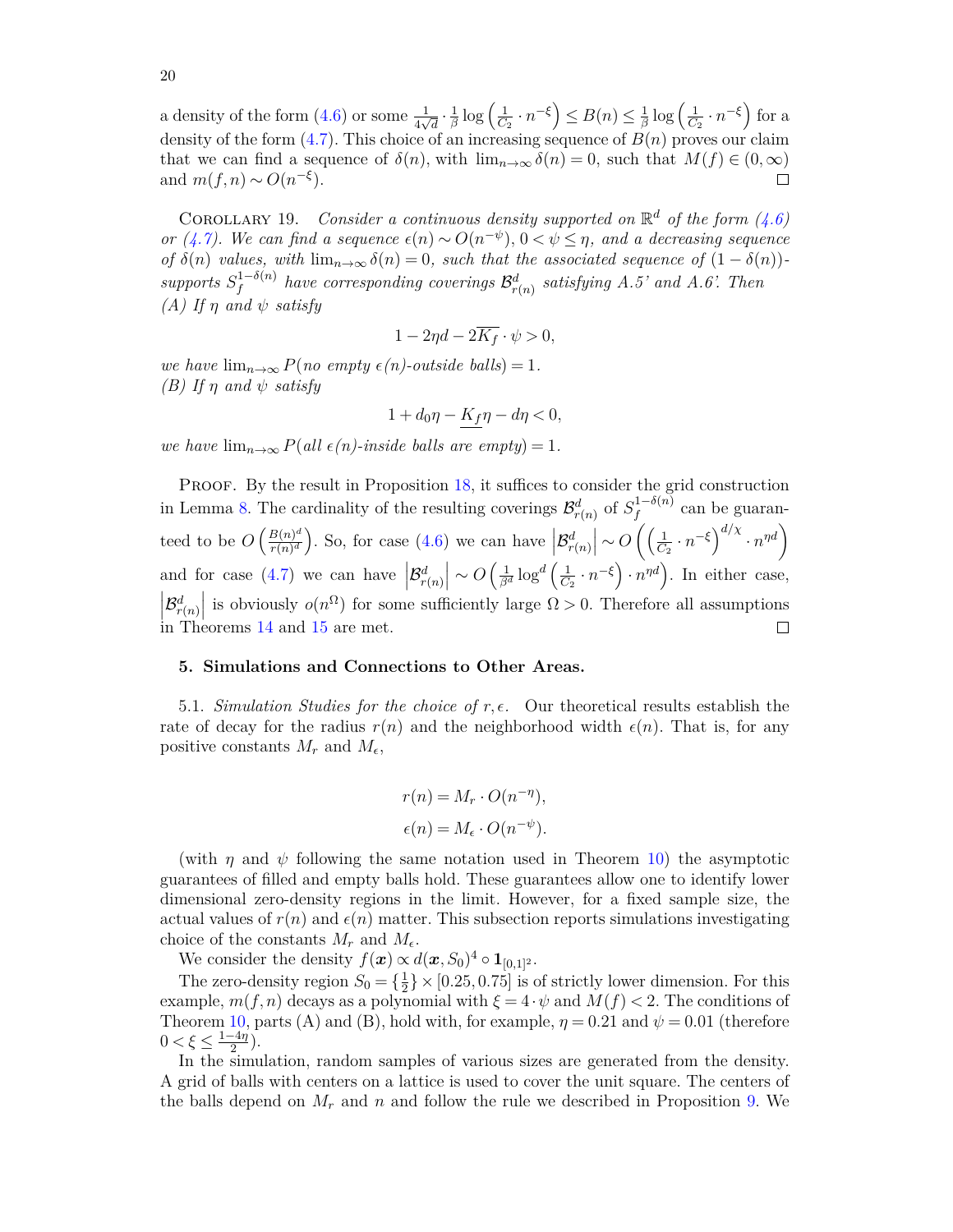a density of the form (4.6) or some $\frac{1}{4\sqrt{d}} \cdot \frac{1}{\beta} \log\left(\frac{1}{C_2} \cdot n^{-\xi}\right) \leq B(n) \leq \frac{1}{\beta} \log\left(\frac{1}{C_2} \cdot n^{-\xi}\right)$ for a density of the form (4.7). This choice of an increasing sequence of $B(n)$ proves our claim that we can find a sequence of $\delta(n)$, with $\lim_{n\to\infty} \delta(n) = 0$, such that $M(f) \in (0, \infty)$ and $m(f, n) \sim O(n^{-\xi})$. □

Corollary 19. *Consider a continuous density supported on $\mathbb{R}^d$ of the form (4.6) or (4.7). We can find a sequence $\epsilon(n) \sim O(n^{-\psi})$, $0 < \psi \leq \eta$, and a decreasing sequence of $\delta(n)$ values, with $\lim_{n\to\infty} \delta(n) = 0$, such that the associated sequence of $(1-\delta(n))$-supports $S_f^{1-\delta(n)}$ have corresponding coverings $\mathcal{B}^d_{r(n)}$ satisfying A.5' and A.6'. Then*
*(A) If $\eta$ and $\psi$ satisfy*

$$1 - 2\eta d - 2\overline{K_f} \cdot \psi > 0,$$

*we have $\lim_{n\to\infty} P(\text{no empty } \epsilon(n)\text{-outside balls}) = 1$.*
*(B) If $\eta$ and $\psi$ satisfy*

$$1 + d_0\eta - \underline{K_f}\eta - d\eta < 0,$$

*we have $\lim_{n\to\infty} P(\text{all } \epsilon(n)\text{-inside balls are empty}) = 1$.*

Proof. By the result in Proposition 18, it suffices to consider the grid construction in Lemma 8. The cardinality of the resulting coverings $\mathcal{B}^d_{r(n)}$ of $S_f^{1-\delta(n)}$ can be guaranteed to be $O\left(\frac{B(n)^d}{r(n)^d}\right)$. So, for case (4.6) we can have $\left|\mathcal{B}^d_{r(n)}\right| \sim O\left(\left(\frac{1}{C_2} \cdot n^{-\xi}\right)^{d/\chi} \cdot n^{\eta d}\right)$ and for case (4.7) we can have $\left|\mathcal{B}^d_{r(n)}\right| \sim O\left(\frac{1}{\beta^d} \log^d\left(\frac{1}{C_2} \cdot n^{-\xi}\right) \cdot n^{\eta d}\right)$. In either case, $\left|\mathcal{B}^d_{r(n)}\right|$ is obviously $o(n^{\Omega})$ for some sufficiently large $\Omega > 0$. Therefore all assumptions in Theorems 14 and 15 are met. □

## 5. Simulations and Connections to Other Areas.

5.1. *Simulation Studies for the choice of $r, \epsilon$.* Our theoretical results establish the rate of decay for the radius $r(n)$ and the neighborhood width $\epsilon(n)$. That is, for any positive constants $M_r$ and $M_\epsilon$,

$$r(n) = M_r \cdot O(n^{-\eta}),$$
$$\epsilon(n) = M_\epsilon \cdot O(n^{-\psi}).$$

(with $\eta$ and $\psi$ following the same notation used in Theorem 10) the asymptotic guarantees of filled and empty balls hold. These guarantees allow one to identify lower dimensional zero-density regions in the limit. However, for a fixed sample size, the actual values of $r(n)$ and $\epsilon(n)$ matter. This subsection reports simulations investigating choice of the constants $M_r$ and $M_\epsilon$.

We consider the density $f(\boldsymbol{x}) \propto d(\boldsymbol{x}, S_0)^4 \circ \mathbf{1}_{[0,1]^2}$.

The zero-density region $S_0 = \{\frac{1}{2}\} \times [0.25, 0.75]$ is of strictly lower dimension. For this example, $m(f, n)$ decays as a polynomial with $\xi = 4 \cdot \psi$ and $M(f) < 2$. The conditions of Theorem 10, parts (A) and (B), hold with, for example, $\eta = 0.21$ and $\psi = 0.01$ (therefore $0 < \xi \leq \frac{1-4\eta}{2}$).

In the simulation, random samples of various sizes are generated from the density. A grid of balls with centers on a lattice is used to cover the unit square. The centers of the balls depend on $M_r$ and $n$ and follow the rule we described in Proposition 9. We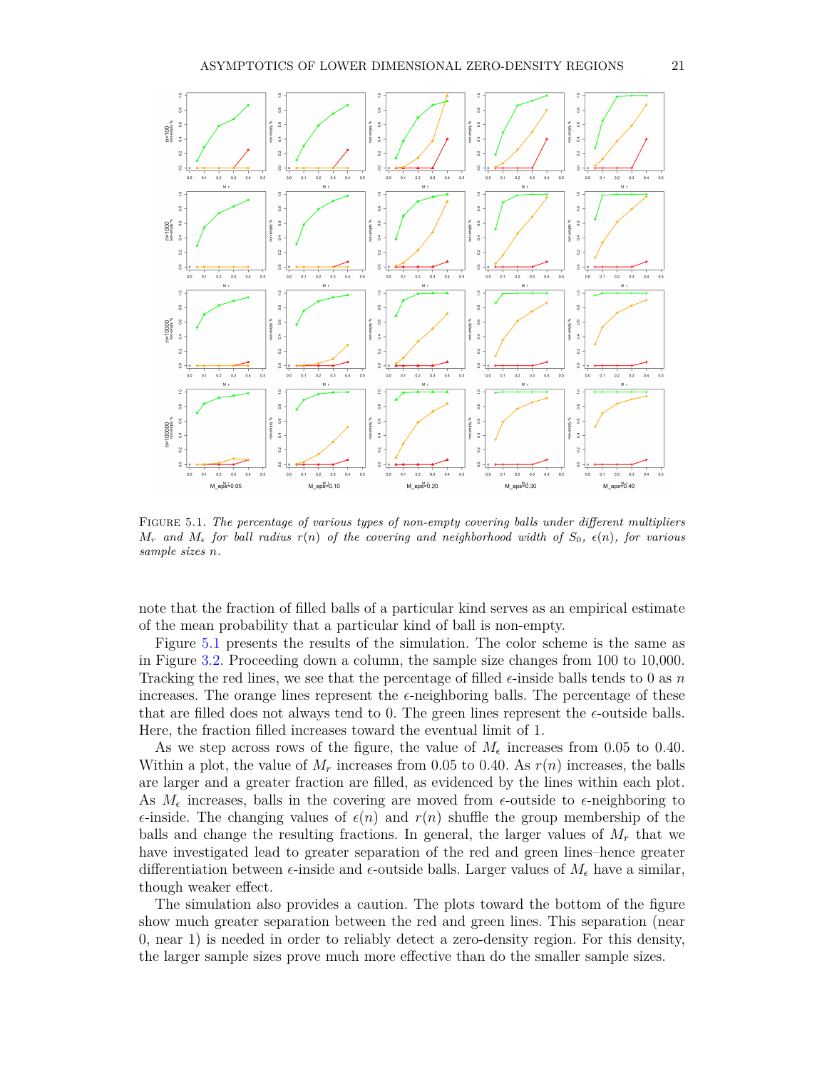Figure 5.1. *The percentage of various types of non-empty covering balls under different multipliers $M_r$ and $M_\epsilon$ for ball radius $r(n)$ of the covering and neighborhood width of $S_0$, $\epsilon(n)$, for various sample sizes $n$.*

note that the fraction of filled balls of a particular kind serves as an empirical estimate of the mean probability that a particular kind of ball is non-empty.

Figure 5.1 presents the results of the simulation. The color scheme is the same as in Figure 3.2. Proceeding down a column, the sample size changes from 100 to 10,000. Tracking the red lines, we see that the percentage of filled $\epsilon$-inside balls tends to 0 as $n$ increases. The orange lines represent the $\epsilon$-neighboring balls. The percentage of these that are filled does not always tend to 0. The green lines represent the $\epsilon$-outside balls. Here, the fraction filled increases toward the eventual limit of 1.

As we step across rows of the figure, the value of $M_\epsilon$ increases from 0.05 to 0.40. Within a plot, the value of $M_r$ increases from 0.05 to 0.40. As $r(n)$ increases, the balls are larger and a greater fraction are filled, as evidenced by the lines within each plot. As $M_\epsilon$ increases, balls in the covering are moved from $\epsilon$-outside to $\epsilon$-neighboring to $\epsilon$-inside. The changing values of $\epsilon(n)$ and $r(n)$ shuffle the group membership of the balls and change the resulting fractions. In general, the larger values of $M_r$ that we have investigated lead to greater separation of the red and green lines–hence greater differentiation between $\epsilon$-inside and $\epsilon$-outside balls. Larger values of $M_\epsilon$ have a similar, though weaker effect.

The simulation also provides a caution. The plots toward the bottom of the figure show much greater separation between the red and green lines. This separation (near 0, near 1) is needed in order to reliably detect a zero-density region. For this density, the larger sample sizes prove much more effective than do the smaller sample sizes.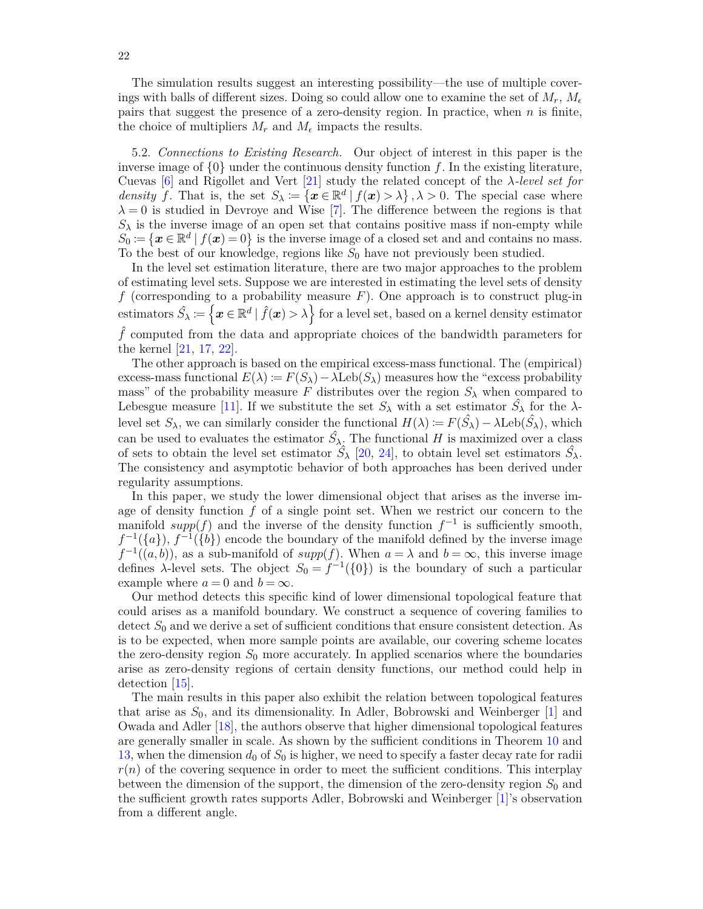The simulation results suggest an interesting possibility—the use of multiple coverings with balls of different sizes. Doing so could allow one to examine the set of $M_r$, $M_\epsilon$ pairs that suggest the presence of a zero-density region. In practice, when $n$ is finite, the choice of multipliers $M_r$ and $M_\epsilon$ impacts the results.

5.2. *Connections to Existing Research.* Our object of interest in this paper is the inverse image of $\{0\}$ under the continuous density function $f$. In the existing literature, Cuevas [6] and Rigollet and Vert [21] study the related concept of the $\lambda$-*level set for density* $f$. That is, the set $S_\lambda \coloneqq \{\boldsymbol{x} \in \mathbb{R}^d \mid f(\boldsymbol{x}) > \lambda\}, \lambda > 0$. The special case where $\lambda = 0$ is studied in Devroye and Wise [7]. The difference between the regions is that $S_\lambda$ is the inverse image of an open set that contains positive mass if non-empty while $S_0 \coloneqq \{\boldsymbol{x} \in \mathbb{R}^d \mid f(\boldsymbol{x}) = 0\}$ is the inverse image of a closed set and and contains no mass. To the best of our knowledge, regions like $S_0$ have not previously been studied.

In the level set estimation literature, there are two major approaches to the problem of estimating level sets. Suppose we are interested in estimating the level sets of density $f$ (corresponding to a probability measure $F$). One approach is to construct plug-in estimators $\hat{S_\lambda} \coloneqq \left\{\boldsymbol{x} \in \mathbb{R}^d \mid \hat{f}(\boldsymbol{x}) > \lambda\right\}$ for a level set, based on a kernel density estimator $\hat{f}$ computed from the data and appropriate choices of the bandwidth parameters for the kernel [21, 17, 22].

The other approach is based on the empirical excess-mass functional. The (empirical) excess-mass functional $E(\lambda) \coloneqq F(S_\lambda) - \lambda \text{Leb}(S_\lambda)$ measures how the "excess probability mass" of the probability measure $F$ distributes over the region $S_\lambda$ when compared to Lebesgue measure [11]. If we substitute the set $S_\lambda$ with a set estimator $\hat{S_\lambda}$ for the $\lambda$-level set $S_\lambda$, we can similarly consider the functional $H(\lambda) \coloneqq F(\hat{S_\lambda}) - \lambda \text{Leb}(\hat{S_\lambda})$, which can be used to evaluates the estimator $\hat{S_\lambda}$. The functional $H$ is maximized over a class of sets to obtain the level set estimator $\hat{S_\lambda}$ [20, 24], to obtain level set estimators $\hat{S_\lambda}$. The consistency and asymptotic behavior of both approaches has been derived under regularity assumptions.

In this paper, we study the lower dimensional object that arises as the inverse image of density function $f$ of a single point set. When we restrict our concern to the manifold *supp*$(f)$ and the inverse of the density function $f^{-1}$ is sufficiently smooth, $f^{-1}(\{a\})$, $f^{-1}(\{b\})$ encode the boundary of the manifold defined by the inverse image $f^{-1}((a,b))$, as a sub-manifold of *supp*$(f)$. When $a = \lambda$ and $b = \infty$, this inverse image defines $\lambda$-level sets. The object $S_0 = f^{-1}(\{0\})$ is the boundary of such a particular example where $a = 0$ and $b = \infty$.

Our method detects this specific kind of lower dimensional topological feature that could arises as a manifold boundary. We construct a sequence of covering families to detect $S_0$ and we derive a set of sufficient conditions that ensure consistent detection. As is to be expected, when more sample points are available, our covering scheme locates the zero-density region $S_0$ more accurately. In applied scenarios where the boundaries arise as zero-density regions of certain density functions, our method could help in detection [15].

The main results in this paper also exhibit the relation between topological features that arise as $S_0$, and its dimensionality. In Adler, Bobrowski and Weinberger [1] and Owada and Adler [18], the authors observe that higher dimensional topological features are generally smaller in scale. As shown by the sufficient conditions in Theorem 10 and 13, when the dimension $d_0$ of $S_0$ is higher, we need to specify a faster decay rate for radii $r(n)$ of the covering sequence in order to meet the sufficient conditions. This interplay between the dimension of the support, the dimension of the zero-density region $S_0$ and the sufficient growth rates supports Adler, Bobrowski and Weinberger [1]'s observation from a different angle.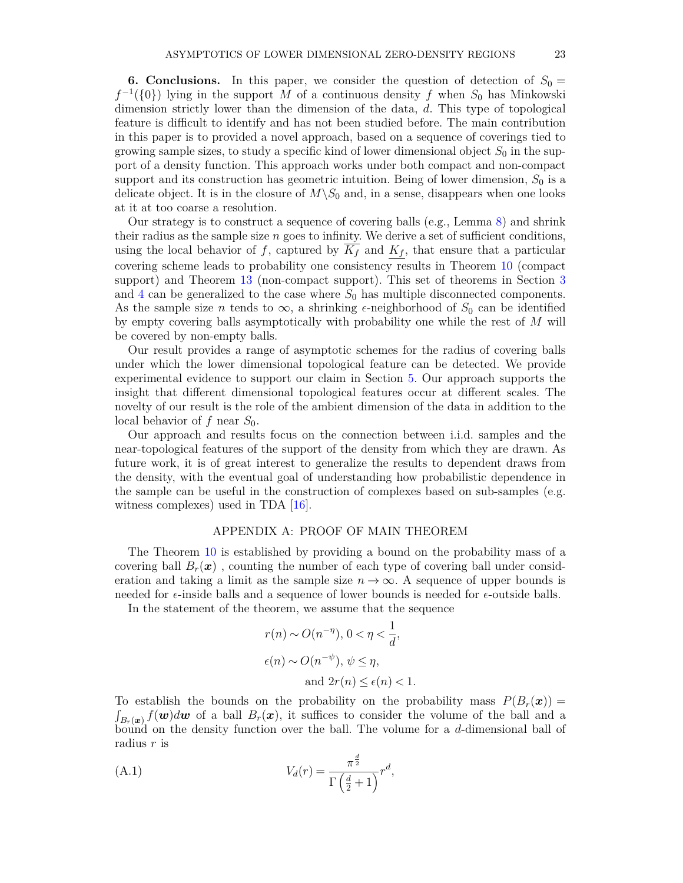**6. Conclusions.** In this paper, we consider the question of detection of $S_0 = f^{-1}(\{0\})$ lying in the support $M$ of a continuous density $f$ when $S_0$ has Minkowski dimension strictly lower than the dimension of the data, $d$. This type of topological feature is difficult to identify and has not been studied before. The main contribution in this paper is to provided a novel approach, based on a sequence of coverings tied to growing sample sizes, to study a specific kind of lower dimensional object $S_0$ in the support of a density function. This approach works under both compact and non-compact support and its construction has geometric intuition. Being of lower dimension, $S_0$ is a delicate object. It is in the closure of $M \backslash S_0$ and, in a sense, disappears when one looks at it at too coarse a resolution.

Our strategy is to construct a sequence of covering balls (e.g., Lemma 8) and shrink their radius as the sample size $n$ goes to infinity. We derive a set of sufficient conditions, using the local behavior of $f$, captured by $\overline{K_f}$ and $\underline{K_f}$, that ensure that a particular covering scheme leads to probability one consistency results in Theorem 10 (compact support) and Theorem 13 (non-compact support). This set of theorems in Section 3 and 4 can be generalized to the case where $S_0$ has multiple disconnected components. As the sample size $n$ tends to $\infty$, a shrinking $\epsilon$-neighborhood of $S_0$ can be identified by empty covering balls asymptotically with probability one while the rest of $M$ will be covered by non-empty balls.

Our result provides a range of asymptotic schemes for the radius of covering balls under which the lower dimensional topological feature can be detected. We provide experimental evidence to support our claim in Section 5. Our approach supports the insight that different dimensional topological features occur at different scales. The novelty of our result is the role of the ambient dimension of the data in addition to the local behavior of $f$ near $S_0$.

Our approach and results focus on the connection between i.i.d. samples and the near-topological features of the support of the density from which they are drawn. As future work, it is of great interest to generalize the results to dependent draws from the density, with the eventual goal of understanding how probabilistic dependence in the sample can be useful in the construction of complexes based on sub-samples (e.g. witness complexes) used in TDA [16].

## APPENDIX A: PROOF OF MAIN THEOREM

The Theorem 10 is established by providing a bound on the probability mass of a covering ball $B_r(\boldsymbol{x})$ , counting the number of each type of covering ball under consideration and taking a limit as the sample size $n \to \infty$. A sequence of upper bounds is needed for $\epsilon$-inside balls and a sequence of lower bounds is needed for $\epsilon$-outside balls.

In the statement of the theorem, we assume that the sequence

$$
\begin{aligned}
r(n) &\sim O(n^{-\eta}),\, 0 < \eta < \frac{1}{d}, \\
\epsilon(n) &\sim O(n^{-\psi}),\, \psi \leq \eta, \\
&\text{and } 2r(n) \leq \epsilon(n) < 1.
\end{aligned}
$$

To establish the bounds on the probability on the probability mass $P(B_r(\boldsymbol{x})) = \int_{B_r(\boldsymbol{x})} f(\boldsymbol{w}) d\boldsymbol{w}$ of a ball $B_r(\boldsymbol{x})$, it suffices to consider the volume of the ball and a bound on the density function over the ball. The volume for a $d$-dimensional ball of radius $r$ is

$$
V_d(r) = \frac{\pi^{\frac{d}{2}}}{\Gamma\left(\frac{d}{2}+1\right)} r^d, \tag{A.1}
$$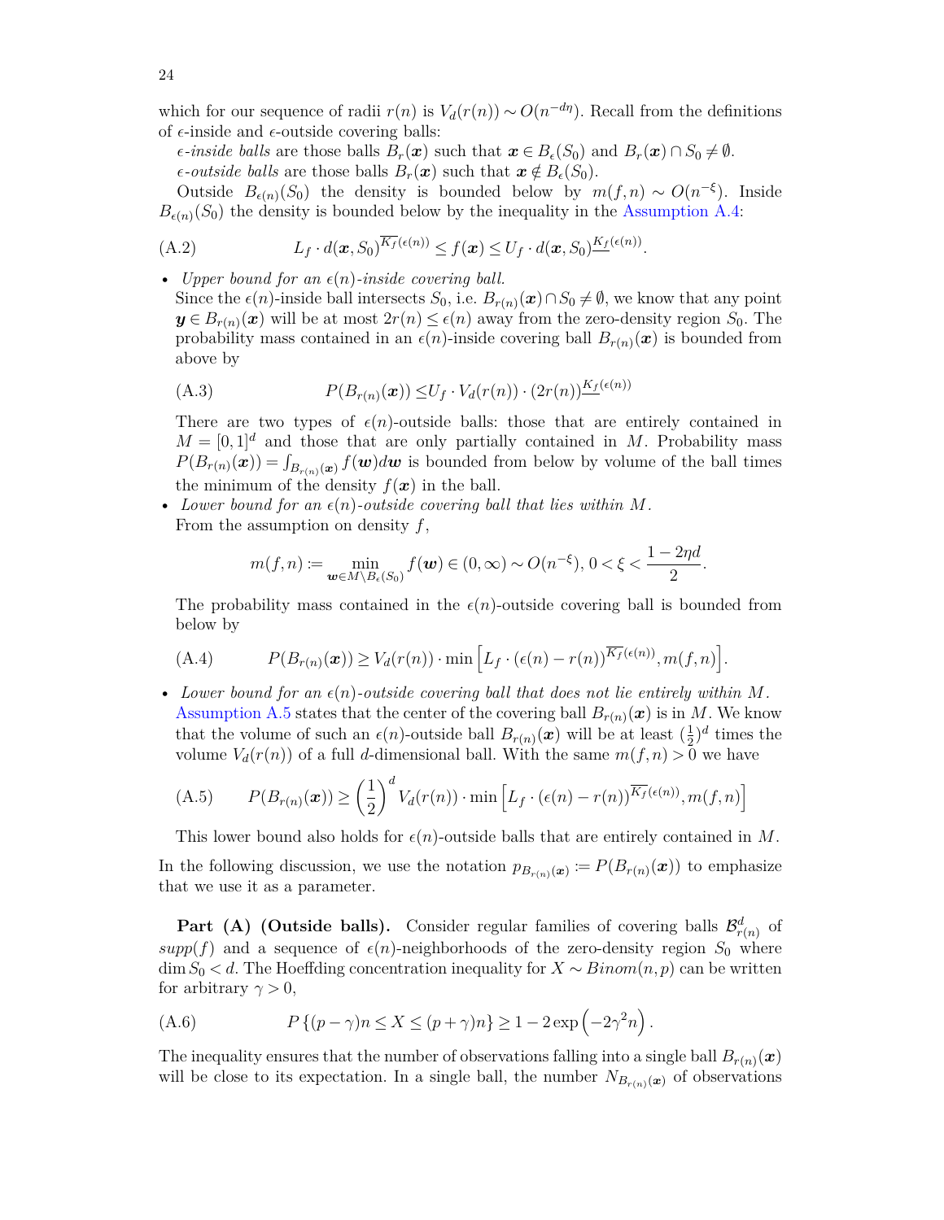which for our sequence of radii $r(n)$ is $V_d(r(n)) \sim O(n^{-d\eta})$. Recall from the definitions of $\epsilon$-inside and $\epsilon$-outside covering balls:

*$\epsilon$-inside balls* are those balls $B_r(\boldsymbol{x})$ such that $\boldsymbol{x} \in B_\epsilon(S_0)$ and $B_r(\boldsymbol{x}) \cap S_0 \neq \emptyset$.

*$\epsilon$-outside balls* are those balls $B_r(\boldsymbol{x})$ such that $\boldsymbol{x} \notin B_\epsilon(S_0)$.

Outside $B_{\epsilon(n)}(S_0)$ the density is bounded below by $m(f,n) \sim O(n^{-\xi})$. Inside $B_{\epsilon(n)}(S_0)$ the density is bounded below by the inequality in the Assumption A.4:

$$L_f \cdot d(\boldsymbol{x}, S_0)^{\overline{K_f}(\epsilon(n))} \leq f(\boldsymbol{x}) \leq U_f \cdot d(\boldsymbol{x}, S_0)^{\underline{K_f}(\epsilon(n))}. \tag{A.2}$$

- *Upper bound for an $\epsilon(n)$-inside covering ball.*
  Since the $\epsilon(n)$-inside ball intersects $S_0$, i.e. $B_{r(n)}(\boldsymbol{x}) \cap S_0 \neq \emptyset$, we know that any point $\boldsymbol{y} \in B_{r(n)}(\boldsymbol{x})$ will be at most $2r(n) \leq \epsilon(n)$ away from the zero-density region $S_0$. The probability mass contained in an $\epsilon(n)$-inside covering ball $B_{r(n)}(\boldsymbol{x})$ is bounded from above by

$$P(B_{r(n)}(\boldsymbol{x})) \leq U_f \cdot V_d(r(n)) \cdot (2r(n))^{\underline{K_f}(\epsilon(n))} \tag{A.3}$$

  There are two types of $\epsilon(n)$-outside balls: those that are entirely contained in $M = [0,1]^d$ and those that are only partially contained in $M$. Probability mass $P(B_{r(n)}(\boldsymbol{x})) = \int_{B_{r(n)}(\boldsymbol{x})} f(\boldsymbol{w}) d\boldsymbol{w}$ is bounded from below by volume of the ball times the minimum of the density $f(\boldsymbol{x})$ in the ball.

- *Lower bound for an $\epsilon(n)$-outside covering ball that lies within $M$.*
  From the assumption on density $f$,

$$m(f,n) \coloneqq \min_{\boldsymbol{w} \in M \setminus B_\epsilon(S_0)} f(\boldsymbol{w}) \in (0, \infty) \sim O(n^{-\xi}),\ 0 < \xi < \frac{1 - 2\eta d}{2}.$$

  The probability mass contained in the $\epsilon(n)$-outside covering ball is bounded from below by

$$P(B_{r(n)}(\boldsymbol{x})) \geq V_d(r(n)) \cdot \min\Big[L_f \cdot (\epsilon(n) - r(n))^{\overline{K_f}(\epsilon(n))}, m(f,n)\Big]. \tag{A.4}$$

- *Lower bound for an $\epsilon(n)$-outside covering ball that does not lie entirely within $M$.*
  Assumption A.5 states that the center of the covering ball $B_{r(n)}(\boldsymbol{x})$ is in $M$. We know that the volume of such an $\epsilon(n)$-outside ball $B_{r(n)}(\boldsymbol{x})$ will be at least $(\frac{1}{2})^d$ times the volume $V_d(r(n))$ of a full $d$-dimensional ball. With the same $m(f,n) > 0$ we have

$$P(B_{r(n)}(\boldsymbol{x})) \geq \left(\frac{1}{2}\right)^d V_d(r(n)) \cdot \min\Big[L_f \cdot (\epsilon(n) - r(n))^{\overline{K_f}(\epsilon(n))}, m(f,n)\Big] \tag{A.5}$$

  This lower bound also holds for $\epsilon(n)$-outside balls that are entirely contained in $M$.

In the following discussion, we use the notation $p_{B_{r(n)}(\boldsymbol{x})} \coloneqq P(B_{r(n)}(\boldsymbol{x}))$ to emphasize that we use it as a parameter.

**Part (A) (Outside balls).** Consider regular families of covering balls $\mathcal{B}^d_{r(n)}$ of $supp(f)$ and a sequence of $\epsilon(n)$-neighborhoods of the zero-density region $S_0$ where $\dim S_0 < d$. The Hoeffding concentration inequality for $X \sim Binom(n,p)$ can be written for arbitrary $\gamma > 0$,

$$P\left\{(p-\gamma)n \leq X \leq (p+\gamma)n\right\} \geq 1 - 2\exp\left(-2\gamma^2 n\right). \tag{A.6}$$

The inequality ensures that the number of observations falling into a single ball $B_{r(n)}(\boldsymbol{x})$ will be close to its expectation. In a single ball, the number $N_{B_{r(n)}(\boldsymbol{x})}$ of observations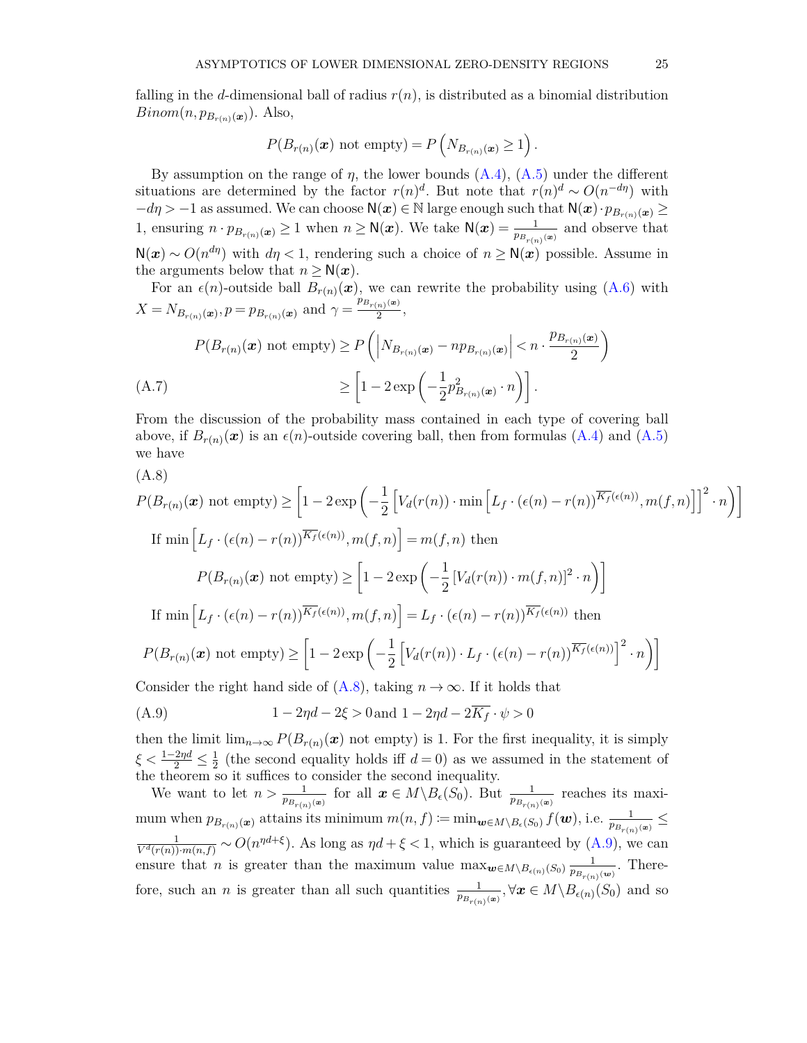falling in the $d$-dimensional ball of radius $r(n)$, is distributed as a binomial distribution $Binom(n, p_{B_{r(n)}(\boldsymbol{x})})$. Also,

$$P(B_{r(n)}(\boldsymbol{x}) \text{ not empty}) = P\left(N_{B_{r(n)}(\boldsymbol{x})} \geq 1\right).$$

By assumption on the range of $\eta$, the lower bounds (A.4), (A.5) under the different situations are determined by the factor $r(n)^d$. But note that $r(n)^d \sim O(n^{-d\eta})$ with $-d\eta > -1$ as assumed. We can choose $\mathsf{N}(\boldsymbol{x}) \in \mathbb{N}$ large enough such that $\mathsf{N}(\boldsymbol{x}) \cdot p_{B_{r(n)}(\boldsymbol{x})} \geq 1$, ensuring $n \cdot p_{B_{r(n)}(\boldsymbol{x})} \geq 1$ when $n \geq \mathsf{N}(\boldsymbol{x})$. We take $\mathsf{N}(\boldsymbol{x}) = \frac{1}{p_{B_{r(n)}(\boldsymbol{x})}}$ and observe that $\mathsf{N}(\boldsymbol{x}) \sim O(n^{d\eta})$ with $d\eta < 1$, rendering such a choice of $n \geq \mathsf{N}(\boldsymbol{x})$ possible. Assume in the arguments below that $n \geq \mathsf{N}(\boldsymbol{x})$.

For an $\epsilon(n)$-outside ball $B_{r(n)}(\boldsymbol{x})$, we can rewrite the probability using (A.6) with $X = N_{B_{r(n)}(\boldsymbol{x})}, p = p_{B_{r(n)}(\boldsymbol{x})}$ and $\gamma = \frac{p_{B_{r(n)}(\boldsymbol{x})}}{2}$,

$$\begin{aligned} P(B_{r(n)}(\boldsymbol{x}) \text{ not empty}) &\geq P\left(\left|N_{B_{r(n)}(\boldsymbol{x})} - np_{B_{r(n)}(\boldsymbol{x})}\right| < n \cdot \frac{p_{B_{r(n)}(\boldsymbol{x})}}{2}\right) \\ &\geq \left[1 - 2\exp\left(-\frac{1}{2}p^2_{B_{r(n)}(\boldsymbol{x})} \cdot n\right)\right]. \end{aligned} \tag{A.7}$$

From the discussion of the probability mass contained in each type of covering ball above, if $B_{r(n)}(\boldsymbol{x})$ is an $\epsilon(n)$-outside covering ball, then from formulas (A.4) and (A.5) we have

(A.8)

$$P(B_{r(n)}(\boldsymbol{x}) \text{ not empty}) \geq \left[1 - 2\exp\left(-\frac{1}{2}\left[V_d(r(n)) \cdot \min\left[L_f \cdot (\epsilon(n) - r(n))^{\overline{K_f}(\epsilon(n))}, m(f,n)\right]\right]^2 \cdot n\right)\right]$$

If $\min\left[L_f \cdot (\epsilon(n) - r(n))^{\overline{K_f}(\epsilon(n))}, m(f,n)\right] = m(f,n)$ then

$$P(B_{r(n)}(\boldsymbol{x}) \text{ not empty}) \geq \left[1 - 2\exp\left(-\frac{1}{2}\left[V_d(r(n)) \cdot m(f,n)\right]^2 \cdot n\right)\right]$$

If $\min\left[L_f \cdot (\epsilon(n) - r(n))^{\overline{K_f}(\epsilon(n))}, m(f,n)\right] = L_f \cdot (\epsilon(n) - r(n))^{\overline{K_f}(\epsilon(n))}$ then

$$P(B_{r(n)}(\boldsymbol{x}) \text{ not empty}) \geq \left[1 - 2\exp\left(-\frac{1}{2}\left[V_d(r(n)) \cdot L_f \cdot (\epsilon(n) - r(n))^{\overline{K_f}(\epsilon(n))}\right]^2 \cdot n\right)\right]$$

Consider the right hand side of (A.8), taking $n \to \infty$. If it holds that

$$1 - 2\eta d - 2\xi > 0 \,\text{and}\; 1 - 2\eta d - 2\overline{K_f} \cdot \psi > 0 \tag{A.9}$$

then the limit $\lim_{n\to\infty} P(B_{r(n)}(\boldsymbol{x}) \text{ not empty})$ is 1. For the first inequality, it is simply $\xi < \frac{1-2\eta d}{2} \leq \frac{1}{2}$ (the second equality holds iff $d = 0$) as we assumed in the statement of the theorem so it suffices to consider the second inequality.

We want to let $n > \frac{1}{p_{B_{r(n)}(\boldsymbol{x})}}$ for all $\boldsymbol{x} \in M \backslash B_\epsilon(S_0)$. But $\frac{1}{p_{B_{r(n)}(\boldsymbol{x})}}$ reaches its maximum when $p_{B_{r(n)}(\boldsymbol{x})}$ attains its minimum $m(n,f) \coloneqq \min_{\boldsymbol{w} \in M \backslash B_\epsilon(S_0)} f(\boldsymbol{w})$, i.e. $\frac{1}{p_{B_{r(n)}(\boldsymbol{x})}} \leq \frac{1}{V^d(r(n)) \cdot m(n,f)} \sim O(n^{\eta d + \xi})$. As long as $\eta d + \xi < 1$, which is guaranteed by (A.9), we can ensure that $n$ is greater than the maximum value $\max_{\boldsymbol{w} \in M \backslash B_{\epsilon(n)}(S_0)} \frac{1}{p_{B_{r(n)}(\boldsymbol{w})}}$. Therefore, such an $n$ is greater than all such quantities $\frac{1}{p_{B_{r(n)}(\boldsymbol{x})}}, \forall \boldsymbol{x} \in M \backslash B_{\epsilon(n)}(S_0)$ and so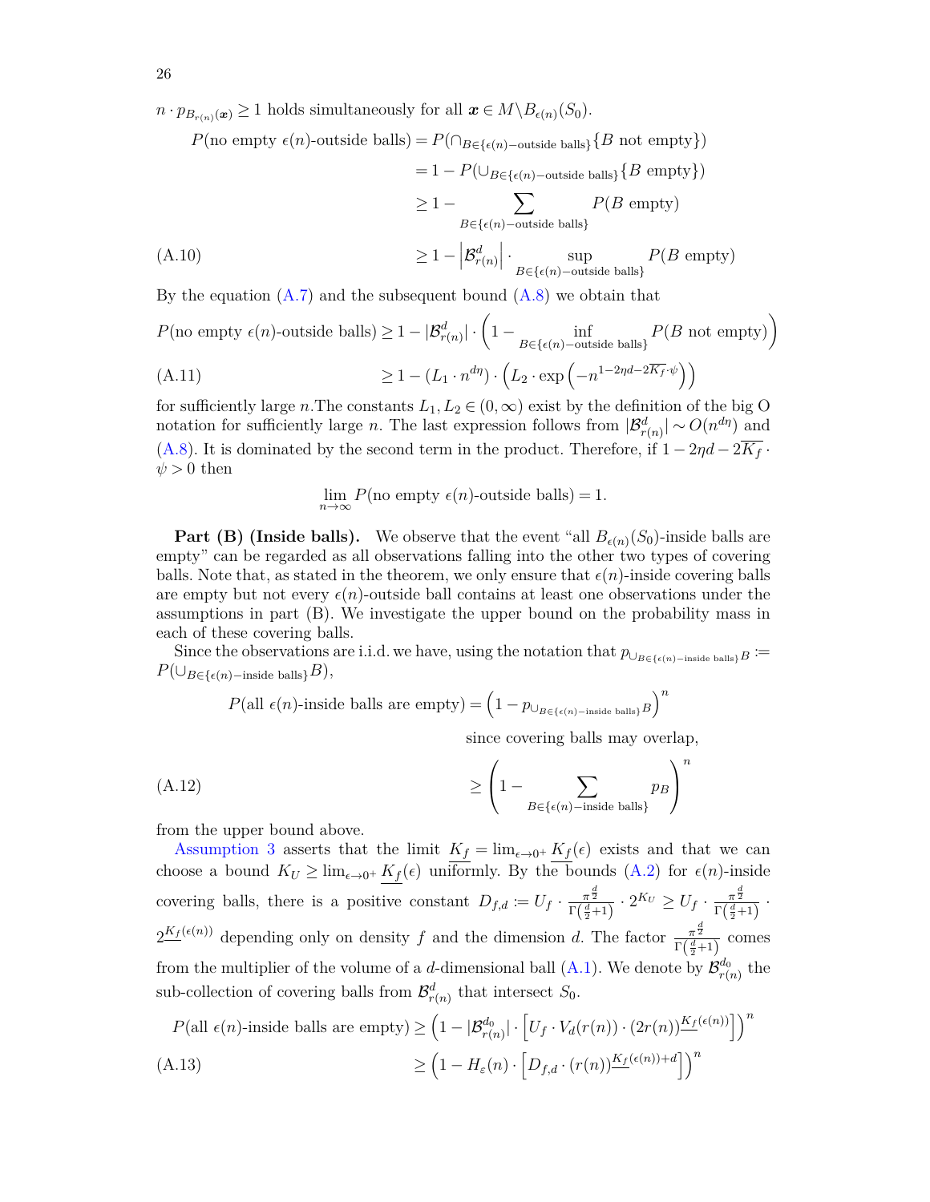$n \cdot p_{B_{r(n)}(\boldsymbol{x})} \geq 1$ holds simultaneously for all $\boldsymbol{x} \in M \backslash B_{\epsilon(n)}(S_0)$.

$$
\begin{aligned}
P(\text{no empty } \epsilon(n)\text{-outside balls}) &= P(\cap_{B \in \{\epsilon(n)-\text{outside balls}\}}\{B \text{ not empty}\}) \\
&= 1 - P(\cup_{B \in \{\epsilon(n)-\text{outside balls}\}}\{B \text{ empty}\}) \\
&\geq 1 - \sum_{B \in \{\epsilon(n)-\text{outside balls}\}} P(B \text{ empty}) \\
&\geq 1 - \left|\mathcal{B}^d_{r(n)}\right| \cdot \sup_{B \in \{\epsilon(n)-\text{outside balls}\}} P(B \text{ empty}) \qquad \text{(A.10)}
\end{aligned}
$$

By the equation (A.7) and the subsequent bound (A.8) we obtain that

$$
\begin{aligned}
P(\text{no empty } \epsilon(n)\text{-outside balls}) &\geq 1 - |\mathcal{B}^d_{r(n)}| \cdot \left(1 - \inf_{B \in \{\epsilon(n)-\text{outside balls}\}} P(B \text{ not empty})\right) \\
&\geq 1 - (L_1 \cdot n^{d\eta}) \cdot \left(L_2 \cdot \exp\left(-n^{1-2\eta d - 2\overline{K_f} \cdot \psi}\right)\right) \qquad \text{(A.11)}
\end{aligned}
$$

for sufficiently large $n$.The constants $L_1, L_2 \in (0, \infty)$ exist by the definition of the big O notation for sufficiently large $n$. The last expression follows from $|\mathcal{B}^d_{r(n)}| \sim O(n^{d\eta})$ and (A.8). It is dominated by the second term in the product. Therefore, if $1 - 2\eta d - 2\overline{K_f} \cdot \psi > 0$ then

$$
\lim_{n\to\infty} P(\text{no empty } \epsilon(n)\text{-outside balls}) = 1.
$$

**Part (B) (Inside balls).** We observe that the event "all $B_{\epsilon(n)}(S_0)$-inside balls are empty" can be regarded as all observations falling into the other two types of covering balls. Note that, as stated in the theorem, we only ensure that $\epsilon(n)$-inside covering balls are empty but not every $\epsilon(n)$-outside ball contains at least one observations under the assumptions in part (B). We investigate the upper bound on the probability mass in each of these covering balls.

Since the observations are i.i.d. we have, using the notation that $p_{\cup_{B \in \{\epsilon(n)-\text{inside balls}\}}B} := P(\cup_{B \in \{\epsilon(n)-\text{inside balls}\}}B)$,

$$
\begin{aligned}
P(\text{all } \epsilon(n)\text{-inside balls are empty}) &= \left(1 - p_{\cup_{B \in \{\epsilon(n)-\text{inside balls}\}}B}\right)^n \\
&\qquad \text{since covering balls may overlap,} \\
&\geq \left(1 - \sum_{B \in \{\epsilon(n)-\text{inside balls}\}} p_B\right)^n \qquad \text{(A.12)}
\end{aligned}
$$

from the upper bound above.

Assumption 3 asserts that the limit $\underline{K_f} = \lim_{\epsilon\to 0^+} \underline{K_f}(\epsilon)$ exists and that we can choose a bound $K_U \geq \lim_{\epsilon\to 0^+} \underline{K_f}(\epsilon)$ uniformly. By the bounds (A.2) for $\epsilon(n)$-inside covering balls, there is a positive constant $D_{f,d} := U_f \cdot \frac{\pi^{\frac{d}{2}}}{\Gamma\left(\frac{d}{2}+1\right)} \cdot 2^{K_U} \geq U_f \cdot \frac{\pi^{\frac{d}{2}}}{\Gamma\left(\frac{d}{2}+1\right)} \cdot 2^{\underline{K_f}(\epsilon(n))}$ depending only on density $f$ and the dimension $d$. The factor $\frac{\pi^{\frac{d}{2}}}{\Gamma\left(\frac{d}{2}+1\right)}$ comes from the multiplier of the volume of a $d$-dimensional ball (A.1). We denote by $\mathcal{B}^{d_0}_{r(n)}$ the sub-collection of covering balls from $\mathcal{B}^d_{r(n)}$ that intersect $S_0$.

$$
\begin{aligned}
P(\text{all } \epsilon(n)\text{-inside balls are empty}) &\geq \left(1 - |\mathcal{B}^{d_0}_{r(n)}| \cdot \left[U_f \cdot V_d(r(n)) \cdot (2r(n))^{\underline{K_f}(\epsilon(n))}\right]\right)^n \\
&\geq \left(1 - H_\varepsilon(n) \cdot \left[D_{f,d} \cdot (r(n))^{\underline{K_f}(\epsilon(n))+d}\right]\right)^n \qquad \text{(A.13)}
\end{aligned}
$$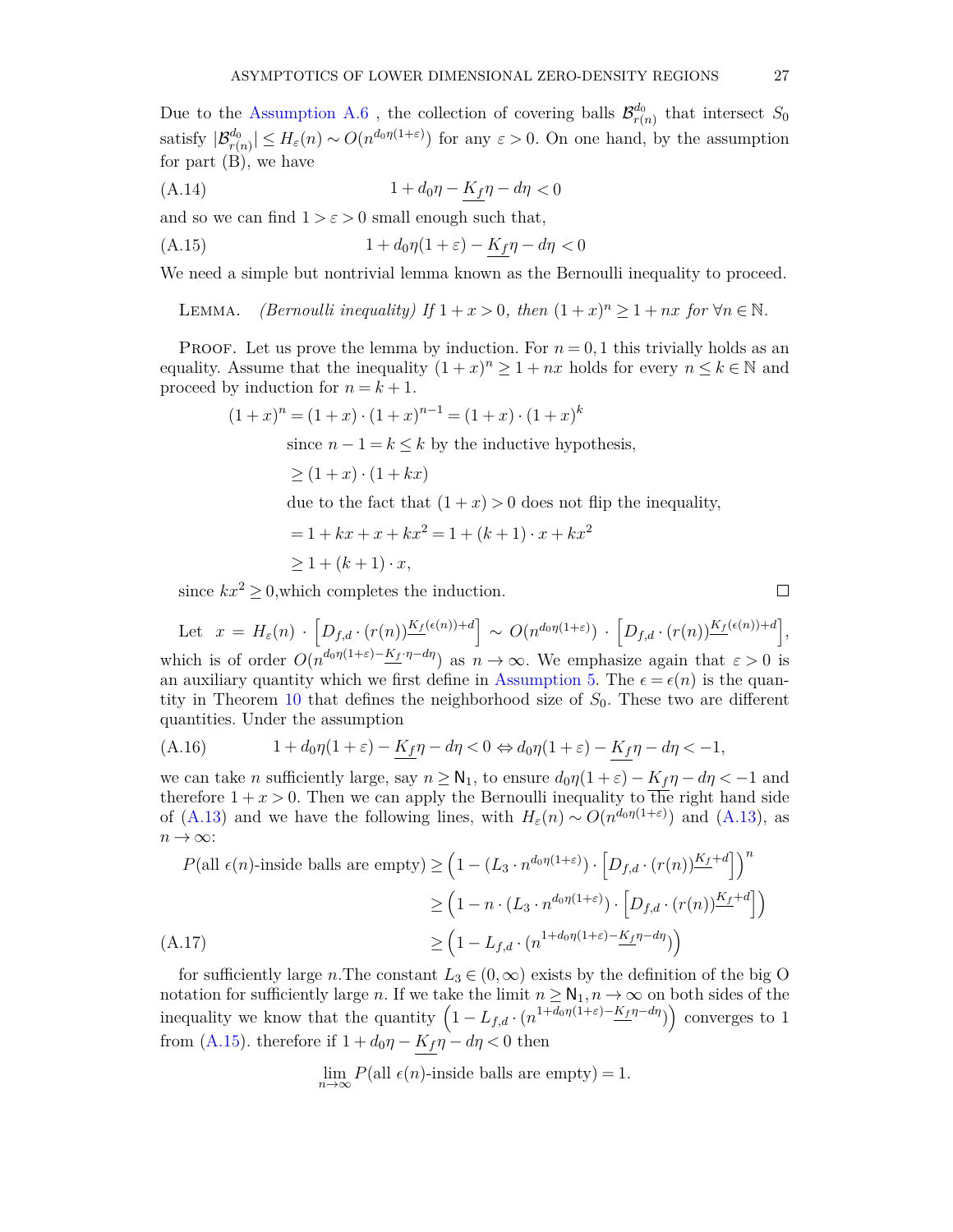Due to the Assumption A.6 , the collection of covering balls $\mathcal{B}^{d_0}_{r(n)}$ that intersect $S_0$ satisfy $|\mathcal{B}^{d_0}_{r(n)}| \leq H_\varepsilon(n) \sim O(n^{d_0\eta(1+\varepsilon)})$ for any $\varepsilon > 0$. On one hand, by the assumption for part (B), we have

$$1 + d_0\eta - \underline{K_f}\eta - d\eta < 0 \tag{A.14}$$

and so we can find $1 > \varepsilon > 0$ small enough such that,

$$1 + d_0\eta(1+\varepsilon) - \underline{K_f}\eta - d\eta < 0 \tag{A.15}$$

We need a simple but nontrivial lemma known as the Bernoulli inequality to proceed.

Lemma. *(Bernoulli inequality) If $1 + x > 0$, then $(1+x)^n \geq 1 + nx$ for $\forall n \in \mathbb{N}$.*

Proof. Let us prove the lemma by induction. For $n = 0, 1$ this trivially holds as an equality. Assume that the inequality $(1+x)^n \geq 1 + nx$ holds for every $n \leq k \in \mathbb{N}$ and proceed by induction for $n = k+1$.

$$\begin{aligned}
(1+x)^n &= (1+x)\cdot(1+x)^{n-1} = (1+x)\cdot(1+x)^k \\
&\quad \text{since } n-1 = k \leq k \text{ by the inductive hypothesis,} \\
&\geq (1+x)\cdot(1+kx) \\
&\quad \text{due to the fact that } (1+x) > 0 \text{ does not flip the inequality,} \\
&= 1 + kx + x + kx^2 = 1 + (k+1)\cdot x + kx^2 \\
&\geq 1 + (k+1)\cdot x,
\end{aligned}$$

since $kx^2 \geq 0$,which completes the induction. ∎

Let $x = H_\varepsilon(n) \cdot \left[D_{f,d}\cdot(r(n))^{\underline{K_f}(\epsilon(n))+d}\right] \sim O(n^{d_0\eta(1+\varepsilon)}) \cdot \left[D_{f,d}\cdot(r(n))^{\underline{K_f}(\epsilon(n))+d}\right]$, which is of order $O(n^{d_0\eta(1+\varepsilon)-\underline{K_f}\cdot\eta-d\eta})$ as $n\to\infty$. We emphasize again that $\varepsilon > 0$ is an auxiliary quantity which we first define in Assumption 5. The $\epsilon = \epsilon(n)$ is the quantity in Theorem 10 that defines the neighborhood size of $S_0$. These two are different quantities. Under the assumption

$$1 + d_0\eta(1+\varepsilon) - \underline{K_f}\eta - d\eta < 0 \Leftrightarrow d_0\eta(1+\varepsilon) - \underline{K_f}\eta - d\eta < -1, \tag{A.16}$$

we can take $n$ sufficiently large, say $n \geq \mathsf{N}_1$, to ensure $d_0\eta(1+\varepsilon) - \underline{K_f}\eta - d\eta < -1$ and therefore $1 + x > 0$. Then we can apply the Bernoulli inequality to the right hand side of (A.13) and we have the following lines, with $H_\varepsilon(n) \sim O(n^{d_0\eta(1+\varepsilon)})$ and (A.13), as $n \to \infty$:

$$\begin{aligned}
P(\text{all } \epsilon(n)\text{-inside balls are empty}) &\geq \left(1 - (L_3 \cdot n^{d_0\eta(1+\varepsilon)}) \cdot \left[D_{f,d}\cdot(r(n))^{\underline{K_f}+d}\right]\right)^n \\
&\geq \left(1 - n\cdot(L_3 \cdot n^{d_0\eta(1+\varepsilon)}) \cdot \left[D_{f,d}\cdot(r(n))^{\underline{K_f}+d}\right]\right) \\
&\geq \left(1 - L_{f,d}\cdot(n^{1+d_0\eta(1+\varepsilon)-\underline{K_f}\eta-d\eta})\right)
\end{aligned} \tag{A.17}$$

for sufficiently large $n$.The constant $L_3 \in (0,\infty)$ exists by the definition of the big O notation for sufficiently large $n$. If we take the limit $n \geq \mathsf{N}_1, n \to \infty$ on both sides of the inequality we know that the quantity $\left(1 - L_{f,d}\cdot(n^{1+d_0\eta(1+\varepsilon)-\underline{K_f}\eta-d\eta})\right)$ converges to 1 from (A.15). therefore if $1 + d_0\eta - \underline{K_f}\eta - d\eta < 0$ then

$$\lim_{n\to\infty} P(\text{all } \epsilon(n)\text{-inside balls are empty}) = 1.$$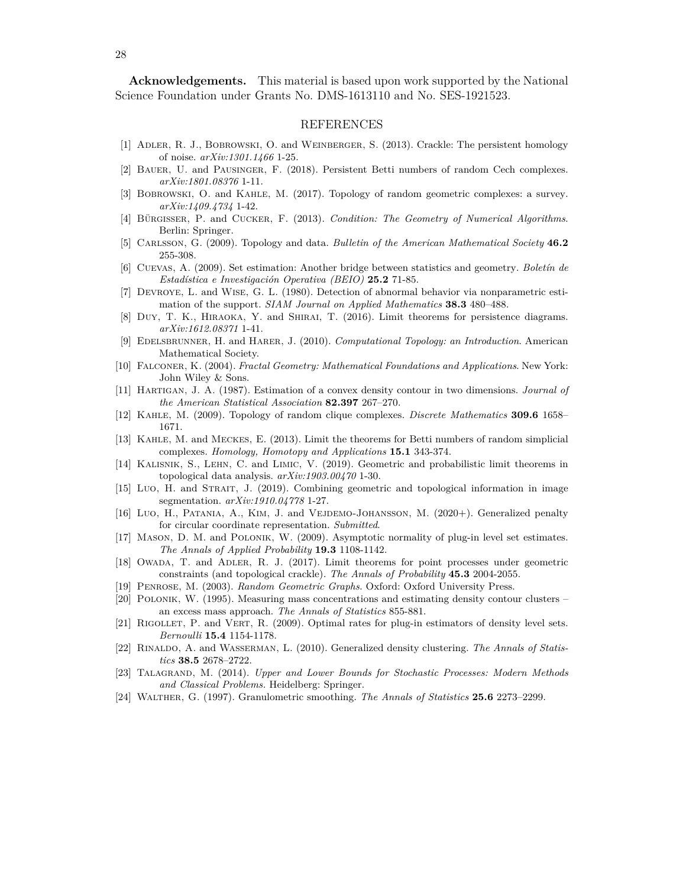**Acknowledgements.** This material is based upon work supported by the National Science Foundation under Grants No. DMS-1613110 and No. SES-1921523.

## REFERENCES

[1] Adler, R. J., Bobrowski, O. and Weinberger, S. (2013). Crackle: The persistent homology of noise. *arXiv:1301.1466* 1-25.

[2] Bauer, U. and Pausinger, F. (2018). Persistent Betti numbers of random Cech complexes. *arXiv:1801.08376* 1-11.

[3] Bobrowski, O. and Kahle, M. (2017). Topology of random geometric complexes: a survey. *arXiv:1409.4734* 1-42.

[4] Bürgisser, P. and Cucker, F. (2013). *Condition: The Geometry of Numerical Algorithms*. Berlin: Springer.

[5] Carlsson, G. (2009). Topology and data. *Bulletin of the American Mathematical Society* **46.2** 255-308.

[6] Cuevas, A. (2009). Set estimation: Another bridge between statistics and geometry. *Boletín de Estadística e Investigación Operativa (BEIO)* **25.2** 71-85.

[7] Devroye, L. and Wise, G. L. (1980). Detection of abnormal behavior via nonparametric estimation of the support. *SIAM Journal on Applied Mathematics* **38.3** 480–488.

[8] Duy, T. K., Hiraoka, Y. and Shirai, T. (2016). Limit theorems for persistence diagrams. *arXiv:1612.08371* 1-41.

[9] Edelsbrunner, H. and Harer, J. (2010). *Computational Topology: an Introduction*. American Mathematical Society.

[10] Falconer, K. (2004). *Fractal Geometry: Mathematical Foundations and Applications*. New York: John Wiley & Sons.

[11] Hartigan, J. A. (1987). Estimation of a convex density contour in two dimensions. *Journal of the American Statistical Association* **82.397** 267–270.

[12] Kahle, M. (2009). Topology of random clique complexes. *Discrete Mathematics* **309.6** 1658–1671.

[13] Kahle, M. and Meckes, E. (2013). Limit the theorems for Betti numbers of random simplicial complexes. *Homology, Homotopy and Applications* **15.1** 343-374.

[14] Kalisnik, S., Lehn, C. and Limic, V. (2019). Geometric and probabilistic limit theorems in topological data analysis. *arXiv:1903.00470* 1-30.

[15] Luo, H. and Strait, J. (2019). Combining geometric and topological information in image segmentation. *arXiv:1910.04778* 1-27.

[16] Luo, H., Patania, A., Kim, J. and Vejdemo-Johansson, M. (2020+). Generalized penalty for circular coordinate representation. *Submitted*.

[17] Mason, D. M. and Polonik, W. (2009). Asymptotic normality of plug-in level set estimates. *The Annals of Applied Probability* **19.3** 1108-1142.

[18] Owada, T. and Adler, R. J. (2017). Limit theorems for point processes under geometric constraints (and topological crackle). *The Annals of Probability* **45.3** 2004-2055.

[19] Penrose, M. (2003). *Random Geometric Graphs*. Oxford: Oxford University Press.

[20] Polonik, W. (1995). Measuring mass concentrations and estimating density contour clusters – an excess mass approach. *The Annals of Statistics* 855-881.

[21] Rigollet, P. and Vert, R. (2009). Optimal rates for plug-in estimators of density level sets. *Bernoulli* **15.4** 1154-1178.

[22] Rinaldo, A. and Wasserman, L. (2010). Generalized density clustering. *The Annals of Statistics* **38.5** 2678–2722.

[23] Talagrand, M. (2014). *Upper and Lower Bounds for Stochastic Processes: Modern Methods and Classical Problems.* Heidelberg: Springer.

[24] Walther, G. (1997). Granulometric smoothing. *The Annals of Statistics* **25.6** 2273–2299.